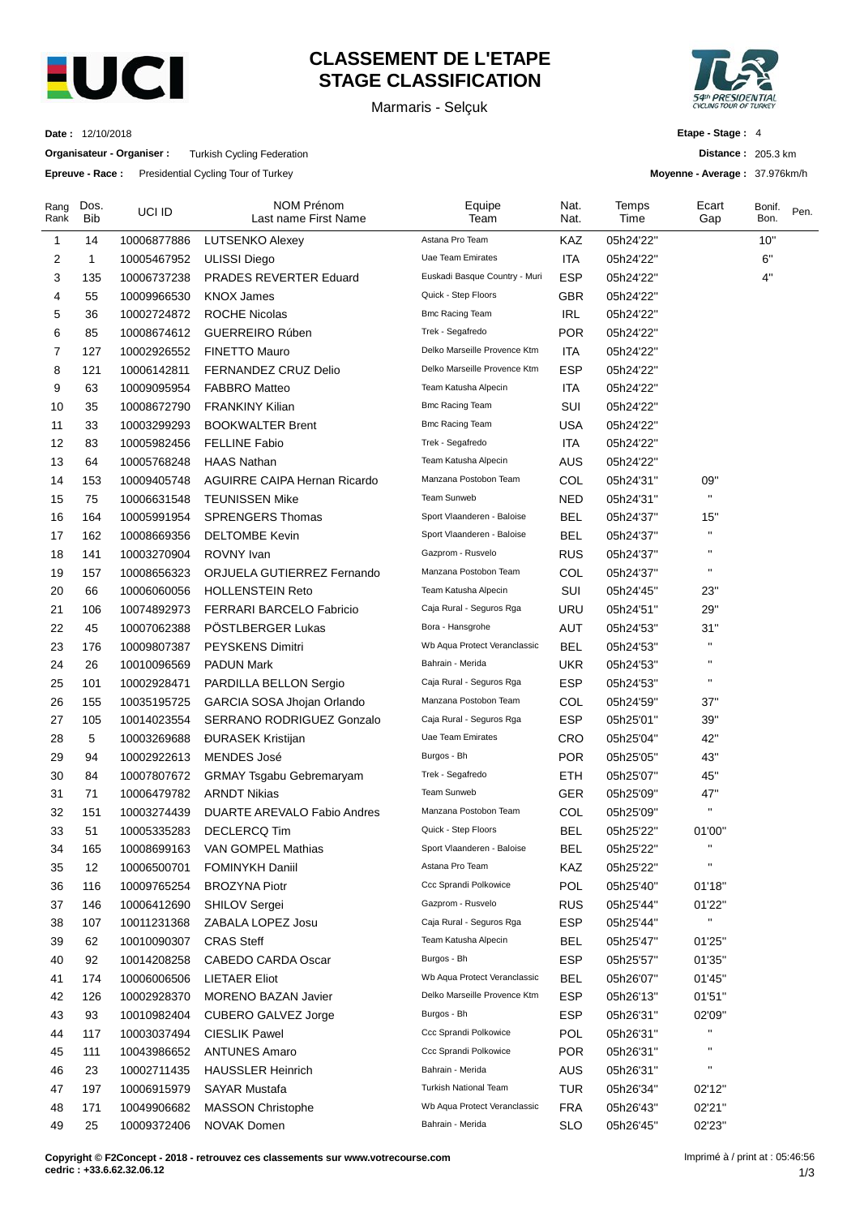# CLASSEMENT DE L'ETAPE
# STAGE CLASSIFICATION

Marmaris - Selçuk

**Date :** 12/10/2018

**Organisateur - Organiser :** Turkish Cycling Federation

**Epreuve - Race :** Presidential Cycling Tour of Turkey

**Etape - Stage :** 4

**Distance :** 205.3 km

**Moyenne - Average :** 37.976km/h

| Rang Rank | Dos. Bib | UCI ID | NOM Prénom Last name First Name | Equipe Team | Nat. Nat. | Temps Time | Ecart Gap | Bonif. Bon. | Pen. |
|---|---|---|---|---|---|---|---|---|---|
| 1 | 14 | 10006877886 | LUTSENKO Alexey | Astana Pro Team | KAZ | 05h24'22'' | | 10'' | |
| 2 | 1 | 10005467952 | ULISSI Diego | Uae Team Emirates | ITA | 05h24'22'' | | 6'' | |
| 3 | 135 | 10006737238 | PRADES REVERTER Eduard | Euskadi Basque Country - Muri | ESP | 05h24'22'' | | 4'' | |
| 4 | 55 | 10009966530 | KNOX James | Quick - Step Floors | GBR | 05h24'22'' | | | |
| 5 | 36 | 10002724872 | ROCHE Nicolas | Bmc Racing Team | IRL | 05h24'22'' | | | |
| 6 | 85 | 10008674612 | GUERREIRO Rúben | Trek - Segafredo | POR | 05h24'22'' | | | |
| 7 | 127 | 10002926552 | FINETTO Mauro | Delko Marseille Provence Ktm | ITA | 05h24'22'' | | | |
| 8 | 121 | 10006142811 | FERNANDEZ CRUZ Delio | Delko Marseille Provence Ktm | ESP | 05h24'22'' | | | |
| 9 | 63 | 10009095954 | FABBRO Matteo | Team Katusha Alpecin | ITA | 05h24'22'' | | | |
| 10 | 35 | 10008672790 | FRANKINY Kilian | Bmc Racing Team | SUI | 05h24'22'' | | | |
| 11 | 33 | 10003299293 | BOOKWALTER Brent | Bmc Racing Team | USA | 05h24'22'' | | | |
| 12 | 83 | 10005982456 | FELLINE Fabio | Trek - Segafredo | ITA | 05h24'22'' | | | |
| 13 | 64 | 10005768248 | HAAS Nathan | Team Katusha Alpecin | AUS | 05h24'22'' | | | |
| 14 | 153 | 10009405748 | AGUIRRE CAIPA Hernan Ricardo | Manzana Postobon Team | COL | 05h24'31'' | 09'' | | |
| 15 | 75 | 10006631548 | TEUNISSEN Mike | Team Sunweb | NED | 05h24'31'' | '' | | |
| 16 | 164 | 10005991954 | SPRENGERS Thomas | Sport Vlaanderen - Baloise | BEL | 05h24'37'' | 15'' | | |
| 17 | 162 | 10008669356 | DELTOMBE Kevin | Sport Vlaanderen - Baloise | BEL | 05h24'37'' | '' | | |
| 18 | 141 | 10003270904 | ROVNY Ivan | Gazprom - Rusvelo | RUS | 05h24'37'' | '' | | |
| 19 | 157 | 10008656323 | ORJUELA GUTIERREZ Fernando | Manzana Postobon Team | COL | 05h24'37'' | '' | | |
| 20 | 66 | 10006060056 | HOLLENSTEIN Reto | Team Katusha Alpecin | SUI | 05h24'45'' | 23'' | | |
| 21 | 106 | 10074892973 | FERRARI BARCELO Fabricio | Caja Rural - Seguros Rga | URU | 05h24'51'' | 29'' | | |
| 22 | 45 | 10007062388 | PÖSTLBERGER Lukas | Bora - Hansgrohe | AUT | 05h24'53'' | 31'' | | |
| 23 | 176 | 10009807387 | PEYSKENS Dimitri | Wb Aqua Protect Veranclassic | BEL | 05h24'53'' | '' | | |
| 24 | 26 | 10010096569 | PADUN Mark | Bahrain - Merida | UKR | 05h24'53'' | '' | | |
| 25 | 101 | 10002928471 | PARDILLA BELLON Sergio | Caja Rural - Seguros Rga | ESP | 05h24'53'' | '' | | |
| 26 | 155 | 10035195725 | GARCIA SOSA Jhojan Orlando | Manzana Postobon Team | COL | 05h24'59'' | 37'' | | |
| 27 | 105 | 10014023554 | SERRANO RODRIGUEZ Gonzalo | Caja Rural - Seguros Rga | ESP | 05h25'01'' | 39'' | | |
| 28 | 5 | 10003269688 | ĐURASEK Kristijan | Uae Team Emirates | CRO | 05h25'04'' | 42'' | | |
| 29 | 94 | 10002922613 | MENDES José | Burgos - Bh | POR | 05h25'05'' | 43'' | | |
| 30 | 84 | 10007807672 | GRMAY Tsgabu Gebremaryam | Trek - Segafredo | ETH | 05h25'07'' | 45'' | | |
| 31 | 71 | 10006479782 | ARNDT Nikias | Team Sunweb | GER | 05h25'09'' | 47'' | | |
| 32 | 151 | 10003274439 | DUARTE AREVALO Fabio Andres | Manzana Postobon Team | COL | 05h25'09'' | '' | | |
| 33 | 51 | 10005335283 | DECLERCQ Tim | Quick - Step Floors | BEL | 05h25'22'' | 01'00'' | | |
| 34 | 165 | 10008699163 | VAN GOMPEL Mathias | Sport Vlaanderen - Baloise | BEL | 05h25'22'' | '' | | |
| 35 | 12 | 10006500701 | FOMINYKH Daniil | Astana Pro Team | KAZ | 05h25'22'' | '' | | |
| 36 | 116 | 10009765254 | BROZYNA Piotr | Ccc Sprandi Polkowice | POL | 05h25'40'' | 01'18'' | | |
| 37 | 146 | 10006412690 | SHILOV Sergei | Gazprom - Rusvelo | RUS | 05h25'44'' | 01'22'' | | |
| 38 | 107 | 10011231368 | ZABALA LOPEZ Josu | Caja Rural - Seguros Rga | ESP | 05h25'44'' | '' | | |
| 39 | 62 | 10010090307 | CRAS Steff | Team Katusha Alpecin | BEL | 05h25'47'' | 01'25'' | | |
| 40 | 92 | 10014208258 | CABEDO CARDA Oscar | Burgos - Bh | ESP | 05h25'57'' | 01'35'' | | |
| 41 | 174 | 10006006506 | LIETAER Eliot | Wb Aqua Protect Veranclassic | BEL | 05h26'07'' | 01'45'' | | |
| 42 | 126 | 10002928370 | MORENO BAZAN Javier | Delko Marseille Provence Ktm | ESP | 05h26'13'' | 01'51'' | | |
| 43 | 93 | 10010982404 | CUBERO GALVEZ Jorge | Burgos - Bh | ESP | 05h26'31'' | 02'09'' | | |
| 44 | 117 | 10003037494 | CIESLIK Pawel | Ccc Sprandi Polkowice | POL | 05h26'31'' | '' | | |
| 45 | 111 | 10043986652 | ANTUNES Amaro | Ccc Sprandi Polkowice | POR | 05h26'31'' | '' | | |
| 46 | 23 | 10002711435 | HAUSSLER Heinrich | Bahrain - Merida | AUS | 05h26'31'' | '' | | |
| 47 | 197 | 10006915979 | SAYAR Mustafa | Turkish National Team | TUR | 05h26'34'' | 02'12'' | | |
| 48 | 171 | 10049906682 | MASSON Christophe | Wb Aqua Protect Veranclassic | FRA | 05h26'43'' | 02'21'' | | |
| 49 | 25 | 10009372406 | NOVAK Domen | Bahrain - Merida | SLO | 05h26'45'' | 02'23'' | | |

**Copyright © F2Concept - 2018 - retrouvez ces classements sur www.votrecourse.com**
**cedric : +33.6.62.32.06.12**

Imprimé à / print at : 05:46:56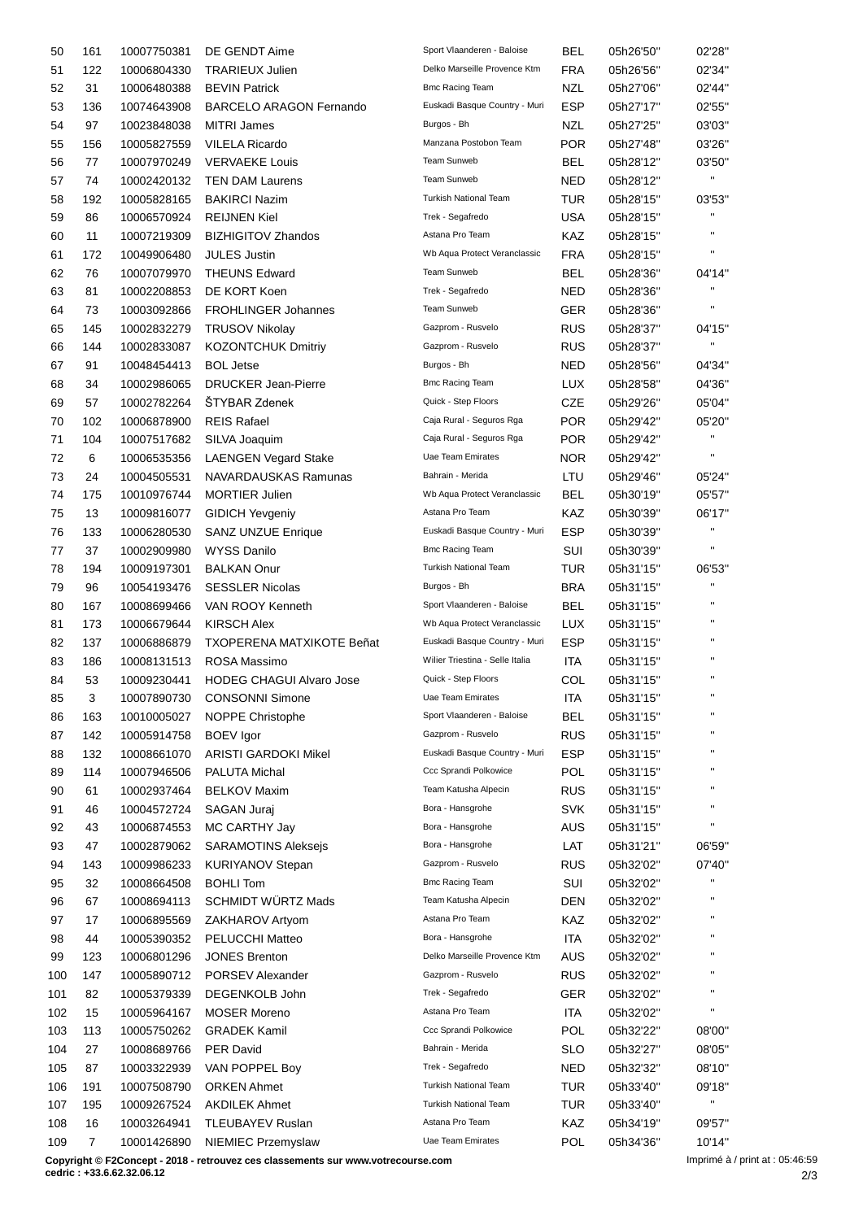| | | | | | | | |
|---|---|---|---|---|---|---|---|
| 50 | 161 | 10007750381 | DE GENDT Aime | Sport Vlaanderen - Baloise | BEL | 05h26'50'' | 02'28'' |
| 51 | 122 | 10006804330 | TRARIEUX Julien | Delko Marseille Provence Ktm | FRA | 05h26'56'' | 02'34'' |
| 52 | 31 | 10006480388 | BEVIN Patrick | Bmc Racing Team | NZL | 05h27'06'' | 02'44'' |
| 53 | 136 | 10074643908 | BARCELO ARAGON Fernando | Euskadi Basque Country - Muri | ESP | 05h27'17'' | 02'55'' |
| 54 | 97 | 10023848038 | MITRI James | Burgos - Bh | NZL | 05h27'25'' | 03'03'' |
| 55 | 156 | 10005827559 | VILELA Ricardo | Manzana Postobon Team | POR | 05h27'48'' | 03'26'' |
| 56 | 77 | 10007970249 | VERVAEKE Louis | Team Sunweb | BEL | 05h28'12'' | 03'50'' |
| 57 | 74 | 10002420132 | TEN DAM Laurens | Team Sunweb | NED | 05h28'12'' | '' |
| 58 | 192 | 10005828165 | BAKIRCI Nazim | Turkish National Team | TUR | 05h28'15'' | 03'53'' |
| 59 | 86 | 10006570924 | REIJNEN Kiel | Trek - Segafredo | USA | 05h28'15'' | '' |
| 60 | 11 | 10007219309 | BIZHIGITOV Zhandos | Astana Pro Team | KAZ | 05h28'15'' | '' |
| 61 | 172 | 10049906480 | JULES Justin | Wb Aqua Protect Veranclassic | FRA | 05h28'15'' | '' |
| 62 | 76 | 10007079970 | THEUNS Edward | Team Sunweb | BEL | 05h28'36'' | 04'14'' |
| 63 | 81 | 10002208853 | DE KORT Koen | Trek - Segafredo | NED | 05h28'36'' | '' |
| 64 | 73 | 10003092866 | FROHLINGER Johannes | Team Sunweb | GER | 05h28'36'' | '' |
| 65 | 145 | 10002832279 | TRUSOV Nikolay | Gazprom - Rusvelo | RUS | 05h28'37'' | 04'15'' |
| 66 | 144 | 10002833087 | KOZONTCHUK Dmitriy | Gazprom - Rusvelo | RUS | 05h28'37'' | '' |
| 67 | 91 | 10048454413 | BOL Jetse | Burgos - Bh | NED | 05h28'56'' | 04'34'' |
| 68 | 34 | 10002986065 | DRUCKER Jean-Pierre | Bmc Racing Team | LUX | 05h28'58'' | 04'36'' |
| 69 | 57 | 10002782264 | ŠTYBAR Zdenek | Quick - Step Floors | CZE | 05h29'26'' | 05'04'' |
| 70 | 102 | 10006878900 | REIS Rafael | Caja Rural - Seguros Rga | POR | 05h29'42'' | 05'20'' |
| 71 | 104 | 10007517682 | SILVA Joaquim | Caja Rural - Seguros Rga | POR | 05h29'42'' | '' |
| 72 | 6 | 10006535356 | LAENGEN Vegard Stake | Uae Team Emirates | NOR | 05h29'42'' | '' |
| 73 | 24 | 10004505531 | NAVARDAUSKAS Ramunas | Bahrain - Merida | LTU | 05h29'46'' | 05'24'' |
| 74 | 175 | 10010976744 | MORTIER Julien | Wb Aqua Protect Veranclassic | BEL | 05h30'19'' | 05'57'' |
| 75 | 13 | 10009816077 | GIDICH Yevgeniy | Astana Pro Team | KAZ | 05h30'39'' | 06'17'' |
| 76 | 133 | 10006280530 | SANZ UNZUE Enrique | Euskadi Basque Country - Muri | ESP | 05h30'39'' | '' |
| 77 | 37 | 10002909980 | WYSS Danilo | Bmc Racing Team | SUI | 05h30'39'' | '' |
| 78 | 194 | 10009197301 | BALKAN Onur | Turkish National Team | TUR | 05h31'15'' | 06'53'' |
| 79 | 96 | 10054193476 | SESSLER Nicolas | Burgos - Bh | BRA | 05h31'15'' | '' |
| 80 | 167 | 10008699466 | VAN ROOY Kenneth | Sport Vlaanderen - Baloise | BEL | 05h31'15'' | '' |
| 81 | 173 | 10006679644 | KIRSCH Alex | Wb Aqua Protect Veranclassic | LUX | 05h31'15'' | '' |
| 82 | 137 | 10006886879 | TXOPERENA MATXIKOTE Beñat | Euskadi Basque Country - Muri | ESP | 05h31'15'' | '' |
| 83 | 186 | 10008131513 | ROSA Massimo | Wilier Triestina - Selle Italia | ITA | 05h31'15'' | '' |
| 84 | 53 | 10009230441 | HODEG CHAGUI Alvaro Jose | Quick - Step Floors | COL | 05h31'15'' | '' |
| 85 | 3 | 10007890730 | CONSONNI Simone | Uae Team Emirates | ITA | 05h31'15'' | '' |
| 86 | 163 | 10010005027 | NOPPE Christophe | Sport Vlaanderen - Baloise | BEL | 05h31'15'' | '' |
| 87 | 142 | 10005914758 | BOEV Igor | Gazprom - Rusvelo | RUS | 05h31'15'' | '' |
| 88 | 132 | 10008661070 | ARISTI GARDOKI Mikel | Euskadi Basque Country - Muri | ESP | 05h31'15'' | '' |
| 89 | 114 | 10007946506 | PALUTA Michal | Ccc Sprandi Polkowice | POL | 05h31'15'' | '' |
| 90 | 61 | 10002937464 | BELKOV Maxim | Team Katusha Alpecin | RUS | 05h31'15'' | '' |
| 91 | 46 | 10004572724 | SAGAN Juraj | Bora - Hansgrohe | SVK | 05h31'15'' | '' |
| 92 | 43 | 10006874553 | MC CARTHY Jay | Bora - Hansgrohe | AUS | 05h31'15'' | '' |
| 93 | 47 | 10002879062 | SARAMOTINS Aleksejs | Bora - Hansgrohe | LAT | 05h31'21'' | 06'59'' |
| 94 | 143 | 10009986233 | KURIYANOV Stepan | Gazprom - Rusvelo | RUS | 05h32'02'' | 07'40'' |
| 95 | 32 | 10008664508 | BOHLI Tom | Bmc Racing Team | SUI | 05h32'02'' | '' |
| 96 | 67 | 10008694113 | SCHMIDT WÜRTZ Mads | Team Katusha Alpecin | DEN | 05h32'02'' | '' |
| 97 | 17 | 10006895569 | ZAKHAROV Artyom | Astana Pro Team | KAZ | 05h32'02'' | '' |
| 98 | 44 | 10005390352 | PELUCCHI Matteo | Bora - Hansgrohe | ITA | 05h32'02'' | '' |
| 99 | 123 | 10006801296 | JONES Brenton | Delko Marseille Provence Ktm | AUS | 05h32'02'' | '' |
| 100 | 147 | 10005890712 | PORSEV Alexander | Gazprom - Rusvelo | RUS | 05h32'02'' | '' |
| 101 | 82 | 10005379339 | DEGENKOLB John | Trek - Segafredo | GER | 05h32'02'' | '' |
| 102 | 15 | 10005964167 | MOSER Moreno | Astana Pro Team | ITA | 05h32'02'' | '' |
| 103 | 113 | 10005750262 | GRADEK Kamil | Ccc Sprandi Polkowice | POL | 05h32'22'' | 08'00'' |
| 104 | 27 | 10008689766 | PER David | Bahrain - Merida | SLO | 05h32'27'' | 08'05'' |
| 105 | 87 | 10003322939 | VAN POPPEL Boy | Trek - Segafredo | NED | 05h32'32'' | 08'10'' |
| 106 | 191 | 10007508790 | ORKEN Ahmet | Turkish National Team | TUR | 05h33'40'' | 09'18'' |
| 107 | 195 | 10009267524 | AKDILEK Ahmet | Turkish National Team | TUR | 05h33'40'' | '' |
| 108 | 16 | 10003264941 | TLEUBAYEV Ruslan | Astana Pro Team | KAZ | 05h34'19'' | 09'57'' |
| 109 | 7 | 10001426890 | NIEMIEC Przemyslaw | Uae Team Emirates | POL | 05h34'36'' | 10'14'' |

**Copyright © F2Concept - 2018 - retrouvez ces classements sur www.votrecourse.com**
**cedric : +33.6.62.32.06.12**

Imprimé à / print at : 05:46:59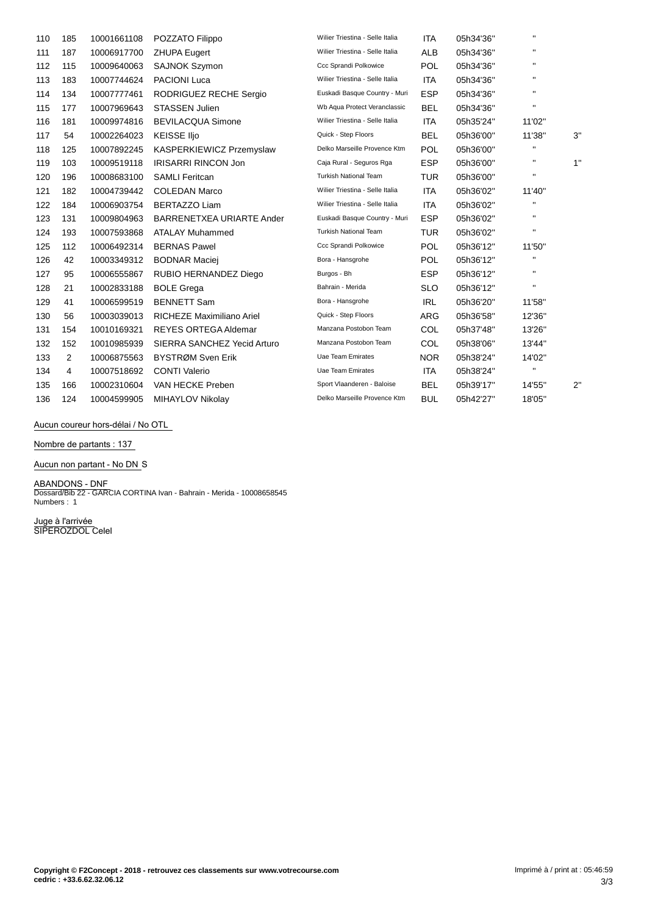| 110 | 185 | 10001661108 | POZZATO Filippo | Wilier Triestina - Selle Italia | ITA | 05h34'36'' | '' | |
|---|---|---|---|---|---|---|---|---|
| 111 | 187 | 10006917700 | ZHUPA Eugert | Wilier Triestina - Selle Italia | ALB | 05h34'36'' | '' | |
| 112 | 115 | 10009640063 | SAJNOK Szymon | Ccc Sprandi Polkowice | POL | 05h34'36'' | '' | |
| 113 | 183 | 10007744624 | PACIONI Luca | Wilier Triestina - Selle Italia | ITA | 05h34'36'' | '' | |
| 114 | 134 | 10007777461 | RODRIGUEZ RECHE Sergio | Euskadi Basque Country - Muri | ESP | 05h34'36'' | '' | |
| 115 | 177 | 10007969643 | STASSEN Julien | Wb Aqua Protect Veranclassic | BEL | 05h34'36'' | '' | |
| 116 | 181 | 10009974816 | BEVILACQUA Simone | Wilier Triestina - Selle Italia | ITA | 05h35'24'' | 11'02'' | |
| 117 | 54 | 10002264023 | KEISSE Iljo | Quick - Step Floors | BEL | 05h36'00'' | 11'38'' | 3'' |
| 118 | 125 | 10007892245 | KASPERKIEWICZ Przemyslaw | Delko Marseille Provence Ktm | POL | 05h36'00'' | '' | |
| 119 | 103 | 10009519118 | IRISARRI RINCON Jon | Caja Rural - Seguros Rga | ESP | 05h36'00'' | '' | 1'' |
| 120 | 196 | 10008683100 | SAMLI Feritcan | Turkish National Team | TUR | 05h36'00'' | '' | |
| 121 | 182 | 10004739442 | COLEDAN Marco | Wilier Triestina - Selle Italia | ITA | 05h36'02'' | 11'40'' | |
| 122 | 184 | 10006903754 | BERTAZZO Liam | Wilier Triestina - Selle Italia | ITA | 05h36'02'' | '' | |
| 123 | 131 | 10009804963 | BARRENETXEA URIARTE Ander | Euskadi Basque Country - Muri | ESP | 05h36'02'' | '' | |
| 124 | 193 | 10007593868 | ATALAY Muhammed | Turkish National Team | TUR | 05h36'02'' | '' | |
| 125 | 112 | 10006492314 | BERNAS Pawel | Ccc Sprandi Polkowice | POL | 05h36'12'' | 11'50'' | |
| 126 | 42 | 10003349312 | BODNAR Maciej | Bora - Hansgrohe | POL | 05h36'12'' | '' | |
| 127 | 95 | 10006555867 | RUBIO HERNANDEZ Diego | Burgos - Bh | ESP | 05h36'12'' | '' | |
| 128 | 21 | 10002833188 | BOLE Grega | Bahrain - Merida | SLO | 05h36'12'' | '' | |
| 129 | 41 | 10006599519 | BENNETT Sam | Bora - Hansgrohe | IRL | 05h36'20'' | 11'58'' | |
| 130 | 56 | 10003039013 | RICHEZE Maximiliano Ariel | Quick - Step Floors | ARG | 05h36'58'' | 12'36'' | |
| 131 | 154 | 10010169321 | REYES ORTEGA Aldemar | Manzana Postobon Team | COL | 05h37'48'' | 13'26'' | |
| 132 | 152 | 10010985939 | SIERRA SANCHEZ Yecid Arturo | Manzana Postobon Team | COL | 05h38'06'' | 13'44'' | |
| 133 | 2 | 10006875563 | BYSTRØM Sven Erik | Uae Team Emirates | NOR | 05h38'24'' | 14'02'' | |
| 134 | 4 | 10007518692 | CONTI Valerio | Uae Team Emirates | ITA | 05h38'24'' | '' | |
| 135 | 166 | 10002310604 | VAN HECKE Preben | Sport Vlaanderen - Baloise | BEL | 05h39'17'' | 14'55'' | 2'' |
| 136 | 124 | 10004599905 | MIHAYLOV Nikolay | Delko Marseille Provence Ktm | BUL | 05h42'27'' | 18'05'' | |

Aucun coureur hors-délai / No OTL

Nombre de partants : 137

Aucun non partant - No DNS

ABANDONS - DNF
Dossard/Bib 22 - GARCIA CORTINA Ivan - Bahrain - Merida - 10008658545
Numbers : 1

Juge à l'arrivée
SIPEROZDOL Celel

**Copyright © F2Concept - 2018 - retrouvez ces classements sur www.votrecourse.com**
**cedric : +33.6.62.32.06.12**

Imprimé à / print at : 05:46:59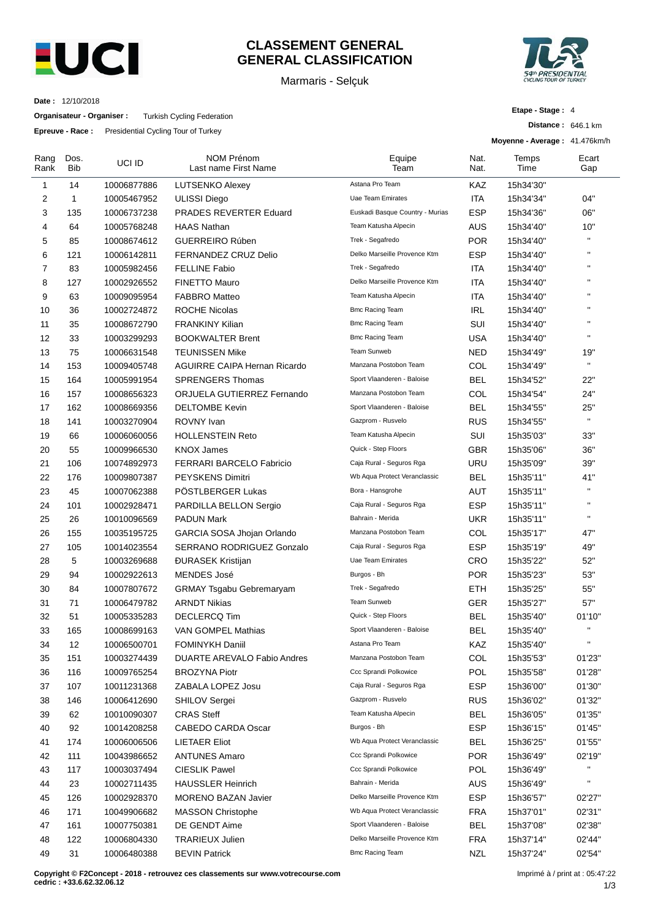# CLASSEMENT GENERAL
# GENERAL CLASSIFICATION

Marmaris - Selçuk

**Date :** 12/10/2018

**Organisateur - Organiser :** Turkish Cycling Federation

**Epreuve - Race :** Presidential Cycling Tour of Turkey

**Etape - Stage :** 4

**Distance :** 646.1 km

**Moyenne - Average :** 41.476km/h

| Rang Rank | Dos. Bib | UCI ID | NOM Prénom Last name First Name | Equipe Team | Nat. Nat. | Temps Time | Ecart Gap |
|---|---|---|---|---|---|---|---|
| 1 | 14 | 10006877886 | LUTSENKO Alexey | Astana Pro Team | KAZ | 15h34'30'' | |
| 2 | 1 | 10005467952 | ULISSI Diego | Uae Team Emirates | ITA | 15h34'34'' | 04'' |
| 3 | 135 | 10006737238 | PRADES REVERTER Eduard | Euskadi Basque Country - Murias | ESP | 15h34'36'' | 06'' |
| 4 | 64 | 10005768248 | HAAS Nathan | Team Katusha Alpecin | AUS | 15h34'40'' | 10'' |
| 5 | 85 | 10008674612 | GUERREIRO Rúben | Trek - Segafredo | POR | 15h34'40'' | '' |
| 6 | 121 | 10006142811 | FERNANDEZ CRUZ Delio | Delko Marseille Provence Ktm | ESP | 15h34'40'' | '' |
| 7 | 83 | 10005982456 | FELLINE Fabio | Trek - Segafredo | ITA | 15h34'40'' | '' |
| 8 | 127 | 10002926552 | FINETTO Mauro | Delko Marseille Provence Ktm | ITA | 15h34'40'' | '' |
| 9 | 63 | 10009095954 | FABBRO Matteo | Team Katusha Alpecin | ITA | 15h34'40'' | '' |
| 10 | 36 | 10002724872 | ROCHE Nicolas | Bmc Racing Team | IRL | 15h34'40'' | '' |
| 11 | 35 | 10008672790 | FRANKINY Kilian | Bmc Racing Team | SUI | 15h34'40'' | '' |
| 12 | 33 | 10003299293 | BOOKWALTER Brent | Bmc Racing Team | USA | 15h34'40'' | '' |
| 13 | 75 | 10006631548 | TEUNISSEN Mike | Team Sunweb | NED | 15h34'49'' | 19'' |
| 14 | 153 | 10009405748 | AGUIRRE CAIPA Hernan Ricardo | Manzana Postobon Team | COL | 15h34'49'' | '' |
| 15 | 164 | 10005991954 | SPRENGERS Thomas | Sport Vlaanderen - Baloise | BEL | 15h34'52'' | 22'' |
| 16 | 157 | 10008656323 | ORJUELA GUTIERREZ Fernando | Manzana Postobon Team | COL | 15h34'54'' | 24'' |
| 17 | 162 | 10008669356 | DELTOMBE Kevin | Sport Vlaanderen - Baloise | BEL | 15h34'55'' | 25'' |
| 18 | 141 | 10003270904 | ROVNY Ivan | Gazprom - Rusvelo | RUS | 15h34'55'' | '' |
| 19 | 66 | 10006060056 | HOLLENSTEIN Reto | Team Katusha Alpecin | SUI | 15h35'03'' | 33'' |
| 20 | 55 | 10009966530 | KNOX James | Quick - Step Floors | GBR | 15h35'06'' | 36'' |
| 21 | 106 | 10074892973 | FERRARI BARCELO Fabricio | Caja Rural - Seguros Rga | URU | 15h35'09'' | 39'' |
| 22 | 176 | 10009807387 | PEYSKENS Dimitri | Wb Aqua Protect Veranclassic | BEL | 15h35'11'' | 41'' |
| 23 | 45 | 10007062388 | PÖSTLBERGER Lukas | Bora - Hansgrohe | AUT | 15h35'11'' | '' |
| 24 | 101 | 10002928471 | PARDILLA BELLON Sergio | Caja Rural - Seguros Rga | ESP | 15h35'11'' | '' |
| 25 | 26 | 10010096569 | PADUN Mark | Bahrain - Merida | UKR | 15h35'11'' | '' |
| 26 | 155 | 10035195725 | GARCIA SOSA Jhojan Orlando | Manzana Postobon Team | COL | 15h35'17'' | 47'' |
| 27 | 105 | 10014023554 | SERRANO RODRIGUEZ Gonzalo | Caja Rural - Seguros Rga | ESP | 15h35'19'' | 49'' |
| 28 | 5 | 10003269688 | ĐURASEK Kristijan | Uae Team Emirates | CRO | 15h35'22'' | 52'' |
| 29 | 94 | 10002922613 | MENDES José | Burgos - Bh | POR | 15h35'23'' | 53'' |
| 30 | 84 | 10007807672 | GRMAY Tsgabu Gebremaryam | Trek - Segafredo | ETH | 15h35'25'' | 55'' |
| 31 | 71 | 10006479782 | ARNDT Nikias | Team Sunweb | GER | 15h35'27'' | 57'' |
| 32 | 51 | 10005335283 | DECLERCQ Tim | Quick - Step Floors | BEL | 15h35'40'' | 01'10'' |
| 33 | 165 | 10008699163 | VAN GOMPEL Mathias | Sport Vlaanderen - Baloise | BEL | 15h35'40'' | '' |
| 34 | 12 | 10006500701 | FOMINYKH Daniil | Astana Pro Team | KAZ | 15h35'40'' | '' |
| 35 | 151 | 10003274439 | DUARTE AREVALO Fabio Andres | Manzana Postobon Team | COL | 15h35'53'' | 01'23'' |
| 36 | 116 | 10009765254 | BROZYNA Piotr | Ccc Sprandi Polkowice | POL | 15h35'58'' | 01'28'' |
| 37 | 107 | 10011231368 | ZABALA LOPEZ Josu | Caja Rural - Seguros Rga | ESP | 15h36'00'' | 01'30'' |
| 38 | 146 | 10006412690 | SHILOV Sergei | Gazprom - Rusvelo | RUS | 15h36'02'' | 01'32'' |
| 39 | 62 | 10010090307 | CRAS Steff | Team Katusha Alpecin | BEL | 15h36'05'' | 01'35'' |
| 40 | 92 | 10014208258 | CABEDO CARDA Oscar | Burgos - Bh | ESP | 15h36'15'' | 01'45'' |
| 41 | 174 | 10006006506 | LIETAER Eliot | Wb Aqua Protect Veranclassic | BEL | 15h36'25'' | 01'55'' |
| 42 | 111 | 10043986652 | ANTUNES Amaro | Ccc Sprandi Polkowice | POR | 15h36'49'' | 02'19'' |
| 43 | 117 | 10003037494 | CIESLIK Pawel | Ccc Sprandi Polkowice | POL | 15h36'49'' | '' |
| 44 | 23 | 10002711435 | HAUSSLER Heinrich | Bahrain - Merida | AUS | 15h36'49'' | '' |
| 45 | 126 | 10002928370 | MORENO BAZAN Javier | Delko Marseille Provence Ktm | ESP | 15h36'57'' | 02'27'' |
| 46 | 171 | 10049906682 | MASSON Christophe | Wb Aqua Protect Veranclassic | FRA | 15h37'01'' | 02'31'' |
| 47 | 161 | 10007750381 | DE GENDT Aime | Sport Vlaanderen - Baloise | BEL | 15h37'08'' | 02'38'' |
| 48 | 122 | 10006804330 | TRARIEUX Julien | Delko Marseille Provence Ktm | FRA | 15h37'14'' | 02'44'' |
| 49 | 31 | 10006480388 | BEVIN Patrick | Bmc Racing Team | NZL | 15h37'24'' | 02'54'' |

**Copyright © F2Concept - 2018 - retrouvez ces classements sur www.votrecourse.com**
**cedric : +33.6.62.32.06.12**

Imprimé à / print at : 05:47:22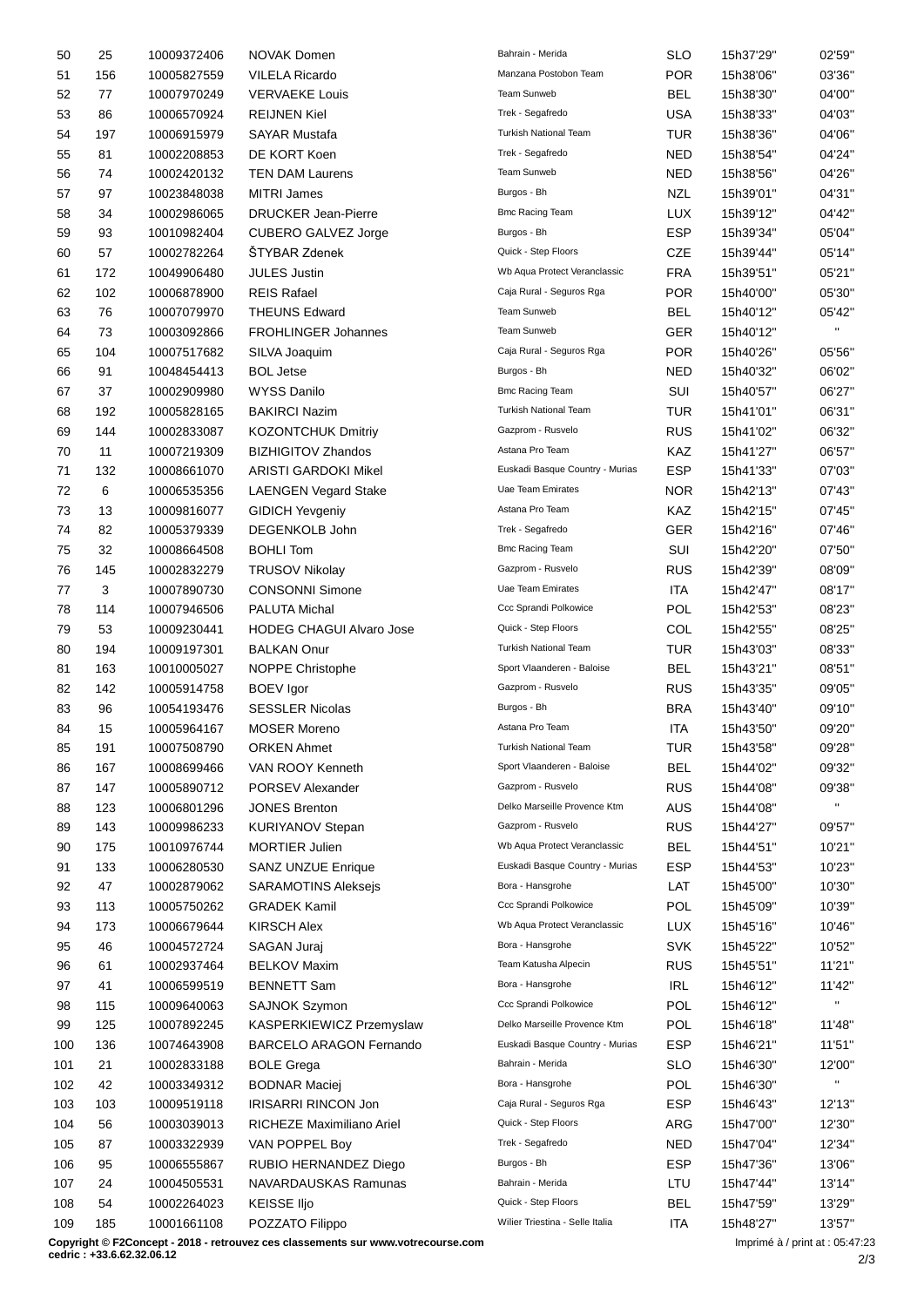| 50 | 25 | 10009372406 | NOVAK Domen | Bahrain - Merida | SLO | 15h37'29'' | 02'59'' |
|---|---|---|---|---|---|---|---|
| 51 | 156 | 10005827559 | VILELA Ricardo | Manzana Postobon Team | POR | 15h38'06'' | 03'36'' |
| 52 | 77 | 10007970249 | VERVAEKE Louis | Team Sunweb | BEL | 15h38'30'' | 04'00'' |
| 53 | 86 | 10006570924 | REIJNEN Kiel | Trek - Segafredo | USA | 15h38'33'' | 04'03'' |
| 54 | 197 | 10006915979 | SAYAR Mustafa | Turkish National Team | TUR | 15h38'36'' | 04'06'' |
| 55 | 81 | 10002208853 | DE KORT Koen | Trek - Segafredo | NED | 15h38'54'' | 04'24'' |
| 56 | 74 | 10002420132 | TEN DAM Laurens | Team Sunweb | NED | 15h38'56'' | 04'26'' |
| 57 | 97 | 10023848038 | MITRI James | Burgos - Bh | NZL | 15h39'01'' | 04'31'' |
| 58 | 34 | 10002986065 | DRUCKER Jean-Pierre | Bmc Racing Team | LUX | 15h39'12'' | 04'42'' |
| 59 | 93 | 10010982404 | CUBERO GALVEZ Jorge | Burgos - Bh | ESP | 15h39'34'' | 05'04'' |
| 60 | 57 | 10002782264 | ŠTYBAR Zdenek | Quick - Step Floors | CZE | 15h39'44'' | 05'14'' |
| 61 | 172 | 10049906480 | JULES Justin | Wb Aqua Protect Veranclassic | FRA | 15h39'51'' | 05'21'' |
| 62 | 102 | 10006878900 | REIS Rafael | Caja Rural - Seguros Rga | POR | 15h40'00'' | 05'30'' |
| 63 | 76 | 10007079970 | THEUNS Edward | Team Sunweb | BEL | 15h40'12'' | 05'42'' |
| 64 | 73 | 10003092866 | FROHLINGER Johannes | Team Sunweb | GER | 15h40'12'' | '' |
| 65 | 104 | 10007517682 | SILVA Joaquim | Caja Rural - Seguros Rga | POR | 15h40'26'' | 05'56'' |
| 66 | 91 | 10048454413 | BOL Jetse | Burgos - Bh | NED | 15h40'32'' | 06'02'' |
| 67 | 37 | 10002909980 | WYSS Danilo | Bmc Racing Team | SUI | 15h40'57'' | 06'27'' |
| 68 | 192 | 10005828165 | BAKIRCI Nazim | Turkish National Team | TUR | 15h41'01'' | 06'31'' |
| 69 | 144 | 10002833087 | KOZONTCHUK Dmitriy | Gazprom - Rusvelo | RUS | 15h41'02'' | 06'32'' |
| 70 | 11 | 10007219309 | BIZHIGITOV Zhandos | Astana Pro Team | KAZ | 15h41'27'' | 06'57'' |
| 71 | 132 | 10008661070 | ARISTI GARDOKI Mikel | Euskadi Basque Country - Murias | ESP | 15h41'33'' | 07'03'' |
| 72 | 6 | 10006535356 | LAENGEN Vegard Stake | Uae Team Emirates | NOR | 15h42'13'' | 07'43'' |
| 73 | 13 | 10009816077 | GIDICH Yevgeniy | Astana Pro Team | KAZ | 15h42'15'' | 07'45'' |
| 74 | 82 | 10005379339 | DEGENKOLB John | Trek - Segafredo | GER | 15h42'16'' | 07'46'' |
| 75 | 32 | 10008664508 | BOHLI Tom | Bmc Racing Team | SUI | 15h42'20'' | 07'50'' |
| 76 | 145 | 10002832279 | TRUSOV Nikolay | Gazprom - Rusvelo | RUS | 15h42'39'' | 08'09'' |
| 77 | 3 | 10007890730 | CONSONNI Simone | Uae Team Emirates | ITA | 15h42'47'' | 08'17'' |
| 78 | 114 | 10007946506 | PALUTA Michal | Ccc Sprandi Polkowice | POL | 15h42'53'' | 08'23'' |
| 79 | 53 | 10009230441 | HODEG CHAGUI Alvaro Jose | Quick - Step Floors | COL | 15h42'55'' | 08'25'' |
| 80 | 194 | 10009197301 | BALKAN Onur | Turkish National Team | TUR | 15h43'03'' | 08'33'' |
| 81 | 163 | 10010005027 | NOPPE Christophe | Sport Vlaanderen - Baloise | BEL | 15h43'21'' | 08'51'' |
| 82 | 142 | 10005914758 | BOEV Igor | Gazprom - Rusvelo | RUS | 15h43'35'' | 09'05'' |
| 83 | 96 | 10054193476 | SESSLER Nicolas | Burgos - Bh | BRA | 15h43'40'' | 09'10'' |
| 84 | 15 | 10005964167 | MOSER Moreno | Astana Pro Team | ITA | 15h43'50'' | 09'20'' |
| 85 | 191 | 10007508790 | ORKEN Ahmet | Turkish National Team | TUR | 15h43'58'' | 09'28'' |
| 86 | 167 | 10008699466 | VAN ROOY Kenneth | Sport Vlaanderen - Baloise | BEL | 15h44'02'' | 09'32'' |
| 87 | 147 | 10005890712 | PORSEV Alexander | Gazprom - Rusvelo | RUS | 15h44'08'' | 09'38'' |
| 88 | 123 | 10006801296 | JONES Brenton | Delko Marseille Provence Ktm | AUS | 15h44'08'' | '' |
| 89 | 143 | 10009986233 | KURIYANOV Stepan | Gazprom - Rusvelo | RUS | 15h44'27'' | 09'57'' |
| 90 | 175 | 10010976744 | MORTIER Julien | Wb Aqua Protect Veranclassic | BEL | 15h44'51'' | 10'21'' |
| 91 | 133 | 10006280530 | SANZ UNZUE Enrique | Euskadi Basque Country - Murias | ESP | 15h44'53'' | 10'23'' |
| 92 | 47 | 10002879062 | SARAMOTINS Aleksejs | Bora - Hansgrohe | LAT | 15h45'00'' | 10'30'' |
| 93 | 113 | 10005750262 | GRADEK Kamil | Ccc Sprandi Polkowice | POL | 15h45'09'' | 10'39'' |
| 94 | 173 | 10006679644 | KIRSCH Alex | Wb Aqua Protect Veranclassic | LUX | 15h45'16'' | 10'46'' |
| 95 | 46 | 10004572724 | SAGAN Juraj | Bora - Hansgrohe | SVK | 15h45'22'' | 10'52'' |
| 96 | 61 | 10002937464 | BELKOV Maxim | Team Katusha Alpecin | RUS | 15h45'51'' | 11'21'' |
| 97 | 41 | 10006599519 | BENNETT Sam | Bora - Hansgrohe | IRL | 15h46'12'' | 11'42'' |
| 98 | 115 | 10009640063 | SAJNOK Szymon | Ccc Sprandi Polkowice | POL | 15h46'12'' | '' |
| 99 | 125 | 10007892245 | KASPERKIEWICZ Przemyslaw | Delko Marseille Provence Ktm | POL | 15h46'18'' | 11'48'' |
| 100 | 136 | 10074643908 | BARCELO ARAGON Fernando | Euskadi Basque Country - Murias | ESP | 15h46'21'' | 11'51'' |
| 101 | 21 | 10002833188 | BOLE Grega | Bahrain - Merida | SLO | 15h46'30'' | 12'00'' |
| 102 | 42 | 10003349312 | BODNAR Maciej | Bora - Hansgrohe | POL | 15h46'30'' | '' |
| 103 | 103 | 10009519118 | IRISARRI RINCON Jon | Caja Rural - Seguros Rga | ESP | 15h46'43'' | 12'13'' |
| 104 | 56 | 10003039013 | RICHEZE Maximiliano Ariel | Quick - Step Floors | ARG | 15h47'00'' | 12'30'' |
| 105 | 87 | 10003322939 | VAN POPPEL Boy | Trek - Segafredo | NED | 15h47'04'' | 12'34'' |
| 106 | 95 | 10006555867 | RUBIO HERNANDEZ Diego | Burgos - Bh | ESP | 15h47'36'' | 13'06'' |
| 107 | 24 | 10004505531 | NAVARDAUSKAS Ramunas | Bahrain - Merida | LTU | 15h47'44'' | 13'14'' |
| 108 | 54 | 10002264023 | KEISSE Iljo | Quick - Step Floors | BEL | 15h47'59'' | 13'29'' |
| 109 | 185 | 10001661108 | POZZATO Filippo | Wilier Triestina - Selle Italia | ITA | 15h48'27'' | 13'57'' |

**Copyright © F2Concept - 2018 - retrouvez ces classements sur www.votrecourse.com**
**cedric : +33.6.62.32.06.12**

Imprimé à / print at : 05:47:23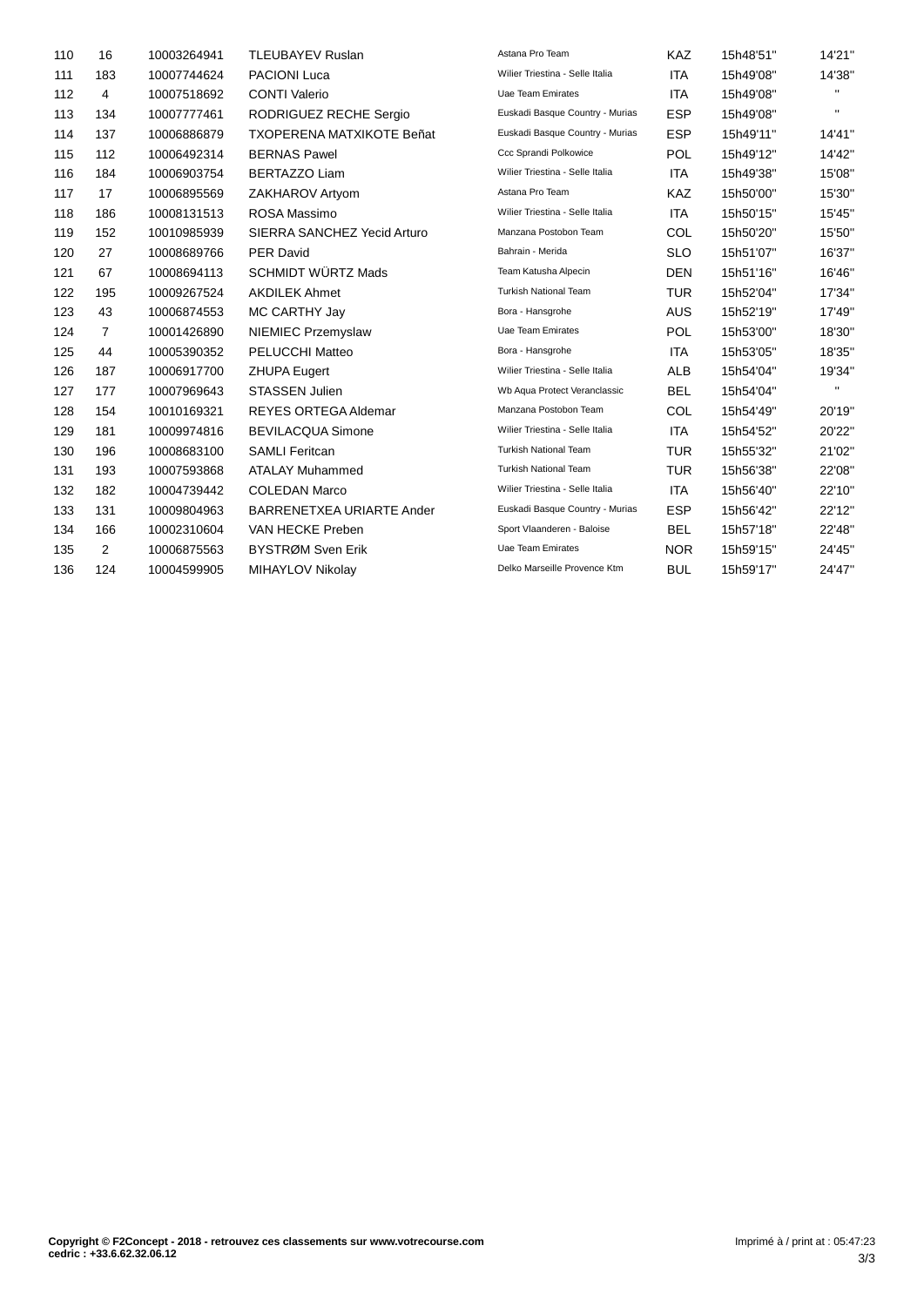| | | | | | | | |
|---|---|---|---|---|---|---|---|
| 110 | 16 | 10003264941 | TLEUBAYEV Ruslan | Astana Pro Team | KAZ | 15h48'51'' | 14'21'' |
| 111 | 183 | 10007744624 | PACIONI Luca | Wilier Triestina - Selle Italia | ITA | 15h49'08'' | 14'38'' |
| 112 | 4 | 10007518692 | CONTI Valerio | Uae Team Emirates | ITA | 15h49'08'' | '' |
| 113 | 134 | 10007777461 | RODRIGUEZ RECHE Sergio | Euskadi Basque Country - Murias | ESP | 15h49'08'' | '' |
| 114 | 137 | 10006886879 | TXOPERENA MATXIKOTE Beñat | Euskadi Basque Country - Murias | ESP | 15h49'11'' | 14'41'' |
| 115 | 112 | 10006492314 | BERNAS Pawel | Ccc Sprandi Polkowice | POL | 15h49'12'' | 14'42'' |
| 116 | 184 | 10006903754 | BERTAZZO Liam | Wilier Triestina - Selle Italia | ITA | 15h49'38'' | 15'08'' |
| 117 | 17 | 10006895569 | ZAKHAROV Artyom | Astana Pro Team | KAZ | 15h50'00'' | 15'30'' |
| 118 | 186 | 10008131513 | ROSA Massimo | Wilier Triestina - Selle Italia | ITA | 15h50'15'' | 15'45'' |
| 119 | 152 | 10010985939 | SIERRA SANCHEZ Yecid Arturo | Manzana Postobon Team | COL | 15h50'20'' | 15'50'' |
| 120 | 27 | 10008689766 | PER David | Bahrain - Merida | SLO | 15h51'07'' | 16'37'' |
| 121 | 67 | 10008694113 | SCHMIDT WÜRTZ Mads | Team Katusha Alpecin | DEN | 15h51'16'' | 16'46'' |
| 122 | 195 | 10009267524 | AKDILEK Ahmet | Turkish National Team | TUR | 15h52'04'' | 17'34'' |
| 123 | 43 | 10006874553 | MC CARTHY Jay | Bora - Hansgrohe | AUS | 15h52'19'' | 17'49'' |
| 124 | 7 | 10001426890 | NIEMIEC Przemyslaw | Uae Team Emirates | POL | 15h53'00'' | 18'30'' |
| 125 | 44 | 10005390352 | PELUCCHI Matteo | Bora - Hansgrohe | ITA | 15h53'05'' | 18'35'' |
| 126 | 187 | 10006917700 | ZHUPA Eugert | Wilier Triestina - Selle Italia | ALB | 15h54'04'' | 19'34'' |
| 127 | 177 | 10007969643 | STASSEN Julien | Wb Aqua Protect Veranclassic | BEL | 15h54'04'' | '' |
| 128 | 154 | 10010169321 | REYES ORTEGA Aldemar | Manzana Postobon Team | COL | 15h54'49'' | 20'19'' |
| 129 | 181 | 10009974816 | BEVILACQUA Simone | Wilier Triestina - Selle Italia | ITA | 15h54'52'' | 20'22'' |
| 130 | 196 | 10008683100 | SAMLI Feritcan | Turkish National Team | TUR | 15h55'32'' | 21'02'' |
| 131 | 193 | 10007593868 | ATALAY Muhammed | Turkish National Team | TUR | 15h56'38'' | 22'08'' |
| 132 | 182 | 10004739442 | COLEDAN Marco | Wilier Triestina - Selle Italia | ITA | 15h56'40'' | 22'10'' |
| 133 | 131 | 10009804963 | BARRENETXEA URIARTE Ander | Euskadi Basque Country - Murias | ESP | 15h56'42'' | 22'12'' |
| 134 | 166 | 10002310604 | VAN HECKE Preben | Sport Vlaanderen - Baloise | BEL | 15h57'18'' | 22'48'' |
| 135 | 2 | 10006875563 | BYSTRØM Sven Erik | Uae Team Emirates | NOR | 15h59'15'' | 24'45'' |
| 136 | 124 | 10004599905 | MIHAYLOV Nikolay | Delko Marseille Provence Ktm | BUL | 15h59'17'' | 24'47'' |

**Copyright © F2Concept - 2018 - retrouvez ces classements sur www.votrecourse.com**
**cedric : +33.6.62.32.06.12**

Imprimé à / print at : 05:47:23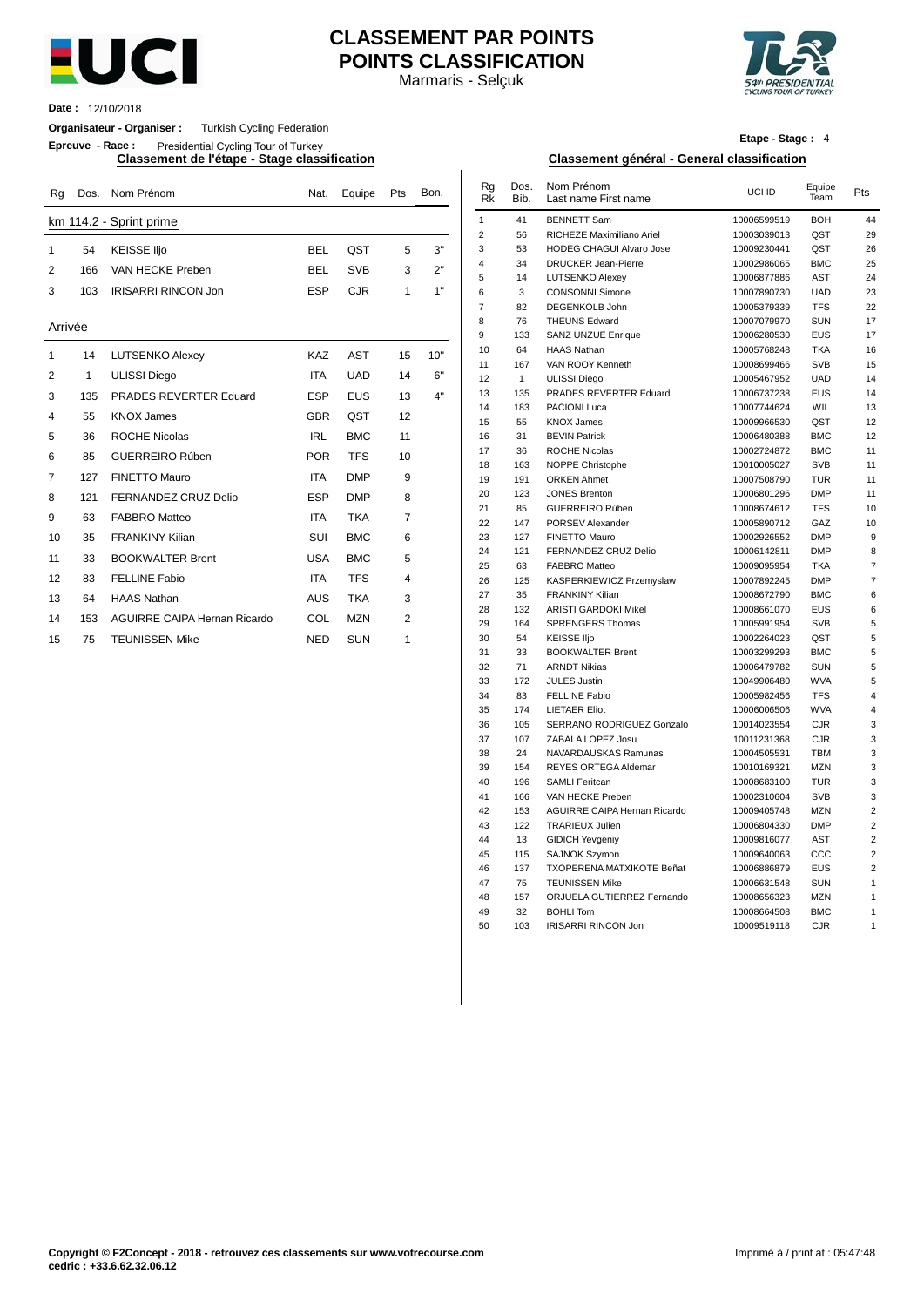# CLASSEMENT PAR POINTS
# POINTS CLASSIFICATION

Marmaris - Selçuk

**Date :** 12/10/2018

**Organisateur - Organiser :** Turkish Cycling Federation

**Epreuve - Race :** Presidential Cycling Tour of Turkey

**Etape - Stage :** 4

## Classement de l'étape - Stage classification

### km 114.2 - Sprint prime

| Rg | Dos. | Nom Prénom | Nat. | Equipe | Pts | Bon. |
|---|---|---|---|---|---|---|
| 1 | 54 | KEISSE Iljo | BEL | QST | 5 | 3" |
| 2 | 166 | VAN HECKE Preben | BEL | SVB | 3 | 2" |
| 3 | 103 | IRISARRI RINCON Jon | ESP | CJR | 1 | 1" |

### Arrivée

| Rg | Dos. | Nom Prénom | Nat. | Equipe | Pts | Bon. |
|---|---|---|---|---|---|---|
| 1 | 14 | LUTSENKO Alexey | KAZ | AST | 15 | 10" |
| 2 | 1 | ULISSI Diego | ITA | UAD | 14 | 6" |
| 3 | 135 | PRADES REVERTER Eduard | ESP | EUS | 13 | 4" |
| 4 | 55 | KNOX James | GBR | QST | 12 | |
| 5 | 36 | ROCHE Nicolas | IRL | BMC | 11 | |
| 6 | 85 | GUERREIRO Rúben | POR | TFS | 10 | |
| 7 | 127 | FINETTO Mauro | ITA | DMP | 9 | |
| 8 | 121 | FERNANDEZ CRUZ Delio | ESP | DMP | 8 | |
| 9 | 63 | FABBRO Matteo | ITA | TKA | 7 | |
| 10 | 35 | FRANKINY Kilian | SUI | BMC | 6 | |
| 11 | 33 | BOOKWALTER Brent | USA | BMC | 5 | |
| 12 | 83 | FELLINE Fabio | ITA | TFS | 4 | |
| 13 | 64 | HAAS Nathan | AUS | TKA | 3 | |
| 14 | 153 | AGUIRRE CAIPA Hernan Ricardo | COL | MZN | 2 | |
| 15 | 75 | TEUNISSEN Mike | NED | SUN | 1 | |

## Classement général - General classification

| Rg Rk | Dos. Bib. | Nom Prénom Last name First name | UCI ID | Equipe Team | Pts |
|---|---|---|---|---|---|
| 1 | 41 | BENNETT Sam | 10006599519 | BOH | 44 |
| 2 | 56 | RICHEZE Maximiliano Ariel | 10003039013 | QST | 29 |
| 3 | 53 | HODEG CHAGUI Alvaro Jose | 10009230441 | QST | 26 |
| 4 | 34 | DRUCKER Jean-Pierre | 10002986065 | BMC | 25 |
| 5 | 14 | LUTSENKO Alexey | 10006877886 | AST | 24 |
| 6 | 3 | CONSONNI Simone | 10007890730 | UAD | 23 |
| 7 | 82 | DEGENKOLB John | 10005379339 | TFS | 22 |
| 8 | 76 | THEUNS Edward | 10007079970 | SUN | 17 |
| 9 | 133 | SANZ UNZUE Enrique | 10006280530 | EUS | 17 |
| 10 | 64 | HAAS Nathan | 10005768248 | TKA | 16 |
| 11 | 167 | VAN ROOY Kenneth | 10008699466 | SVB | 15 |
| 12 | 1 | ULISSI Diego | 10005467952 | UAD | 14 |
| 13 | 135 | PRADES REVERTER Eduard | 10006737238 | EUS | 14 |
| 14 | 183 | PACIONI Luca | 10007744624 | WIL | 13 |
| 15 | 55 | KNOX James | 10009966530 | QST | 12 |
| 16 | 31 | BEVIN Patrick | 10006480388 | BMC | 12 |
| 17 | 36 | ROCHE Nicolas | 10002724872 | BMC | 11 |
| 18 | 163 | NOPPE Christophe | 10010005027 | SVB | 11 |
| 19 | 191 | ORKEN Ahmet | 10007508790 | TUR | 11 |
| 20 | 123 | JONES Brenton | 10006801296 | DMP | 11 |
| 21 | 85 | GUERREIRO Rúben | 10008674612 | TFS | 10 |
| 22 | 147 | PORSEV Alexander | 10005890712 | GAZ | 10 |
| 23 | 127 | FINETTO Mauro | 10002926552 | DMP | 9 |
| 24 | 121 | FERNANDEZ CRUZ Delio | 10006142811 | DMP | 8 |
| 25 | 63 | FABBRO Matteo | 10009095954 | TKA | 7 |
| 26 | 125 | KASPERKIEWICZ Przemyslaw | 10007892245 | DMP | 7 |
| 27 | 35 | FRANKINY Kilian | 10008672790 | BMC | 6 |
| 28 | 132 | ARISTI GARDOKI Mikel | 10008661070 | EUS | 6 |
| 29 | 164 | SPRENGERS Thomas | 10005991954 | SVB | 5 |
| 30 | 54 | KEISSE Iljo | 10002264023 | QST | 5 |
| 31 | 33 | BOOKWALTER Brent | 10003299293 | BMC | 5 |
| 32 | 71 | ARNDT Nikias | 10006479782 | SUN | 5 |
| 33 | 172 | JULES Justin | 10049906480 | WVA | 5 |
| 34 | 83 | FELLINE Fabio | 10005982456 | TFS | 4 |
| 35 | 174 | LIETAER Eliot | 10006006506 | WVA | 4 |
| 36 | 105 | SERRANO RODRIGUEZ Gonzalo | 10014023554 | CJR | 3 |
| 37 | 107 | ZABALA LOPEZ Josu | 10011231368 | CJR | 3 |
| 38 | 24 | NAVARDAUSKAS Ramunas | 10004505531 | TBM | 3 |
| 39 | 154 | REYES ORTEGA Aldemar | 10010169321 | MZN | 3 |
| 40 | 196 | SAMLI Feritcan | 10008683100 | TUR | 3 |
| 41 | 166 | VAN HECKE Preben | 10002310604 | SVB | 3 |
| 42 | 153 | AGUIRRE CAIPA Hernan Ricardo | 10009405748 | MZN | 2 |
| 43 | 122 | TRARIEUX Julien | 10006804330 | DMP | 2 |
| 44 | 13 | GIDICH Yevgeniy | 10009816077 | AST | 2 |
| 45 | 115 | SAJNOK Szymon | 10009640063 | CCC | 2 |
| 46 | 137 | TXOPERENA MATXIKOTE Beñat | 10006886879 | EUS | 2 |
| 47 | 75 | TEUNISSEN Mike | 10006631548 | SUN | 1 |
| 48 | 157 | ORJUELA GUTIERREZ Fernando | 10008656323 | MZN | 1 |
| 49 | 32 | BOHLI Tom | 10008664508 | BMC | 1 |
| 50 | 103 | IRISARRI RINCON Jon | 10009519118 | CJR | 1 |

**Copyright © F2Concept - 2018 - retrouvez ces classements sur www.votrecourse.com**
**cedric : +33.6.62.32.06.12**

Imprimé à / print at : 05:47:48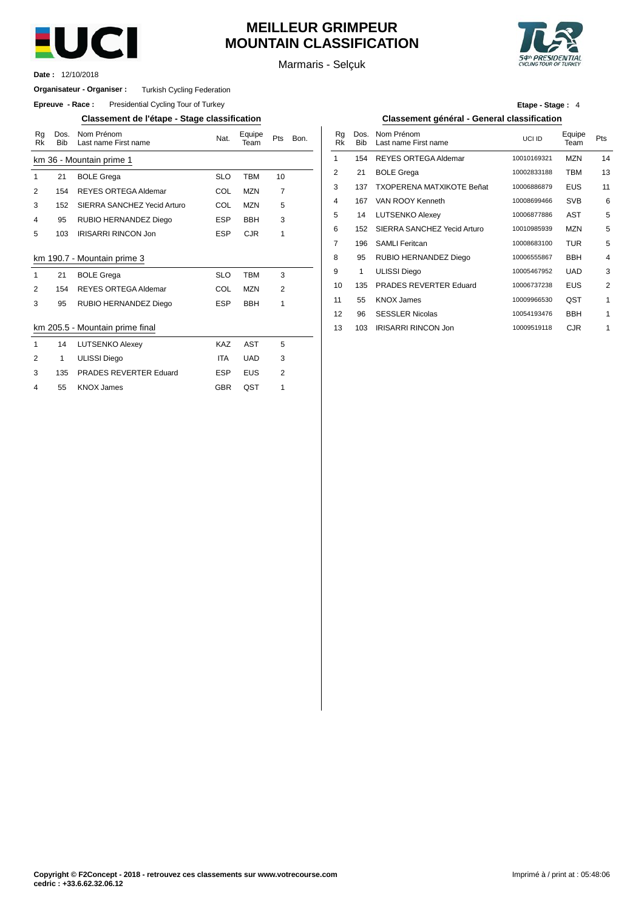# MEILLEUR GRIMPEUR
# MOUNTAIN CLASSIFICATION

Marmaris - Selçuk

**Date :** 12/10/2018

**Organisateur - Organiser :** Turkish Cycling Federation

**Epreuve - Race :** Presidential Cycling Tour of Turkey

**Etape - Stage :** 4

## Classement de l'étape - Stage classification

| Rg Rk | Dos. Bib | Nom Prénom Last name First name | Nat. | Equipe Team | Pts | Bon. |
|---|---|---|---|---|---|---|
| km 36 - Mountain prime 1 | | | | | | |
| 1 | 21 | BOLE Grega | SLO | TBM | 10 | |
| 2 | 154 | REYES ORTEGA Aldemar | COL | MZN | 7 | |
| 3 | 152 | SIERRA SANCHEZ Yecid Arturo | COL | MZN | 5 | |
| 4 | 95 | RUBIO HERNANDEZ Diego | ESP | BBH | 3 | |
| 5 | 103 | IRISARRI RINCON Jon | ESP | CJR | 1 | |
| km 190.7 - Mountain prime 3 | | | | | | |
| 1 | 21 | BOLE Grega | SLO | TBM | 3 | |
| 2 | 154 | REYES ORTEGA Aldemar | COL | MZN | 2 | |
| 3 | 95 | RUBIO HERNANDEZ Diego | ESP | BBH | 1 | |
| km 205.5 - Mountain prime final | | | | | | |
| 1 | 14 | LUTSENKO Alexey | KAZ | AST | 5 | |
| 2 | 1 | ULISSI Diego | ITA | UAD | 3 | |
| 3 | 135 | PRADES REVERTER Eduard | ESP | EUS | 2 | |
| 4 | 55 | KNOX James | GBR | QST | 1 | |

## Classement général - General classification

| Rg Rk | Dos. Bib | Nom Prénom Last name First name | UCI ID | Equipe Team | Pts |
|---|---|---|---|---|---|
| 1 | 154 | REYES ORTEGA Aldemar | 10010169321 | MZN | 14 |
| 2 | 21 | BOLE Grega | 10002833188 | TBM | 13 |
| 3 | 137 | TXOPERENA MATXIKOTE Beñat | 10006886879 | EUS | 11 |
| 4 | 167 | VAN ROOY Kenneth | 10008699466 | SVB | 6 |
| 5 | 14 | LUTSENKO Alexey | 10006877886 | AST | 5 |
| 6 | 152 | SIERRA SANCHEZ Yecid Arturo | 10010985939 | MZN | 5 |
| 7 | 196 | SAMLI Feritcan | 10008683100 | TUR | 5 |
| 8 | 95 | RUBIO HERNANDEZ Diego | 10006555867 | BBH | 4 |
| 9 | 1 | ULISSI Diego | 10005467952 | UAD | 3 |
| 10 | 135 | PRADES REVERTER Eduard | 10006737238 | EUS | 2 |
| 11 | 55 | KNOX James | 10009966530 | QST | 1 |
| 12 | 96 | SESSLER Nicolas | 10054193476 | BBH | 1 |
| 13 | 103 | IRISARRI RINCON Jon | 10009519118 | CJR | 1 |

**Copyright © F2Concept - 2018 - retrouvez ces classements sur www.votrecourse.com**
**cedric : +33.6.62.32.06.12**

Imprimé à / print at : 05:48:06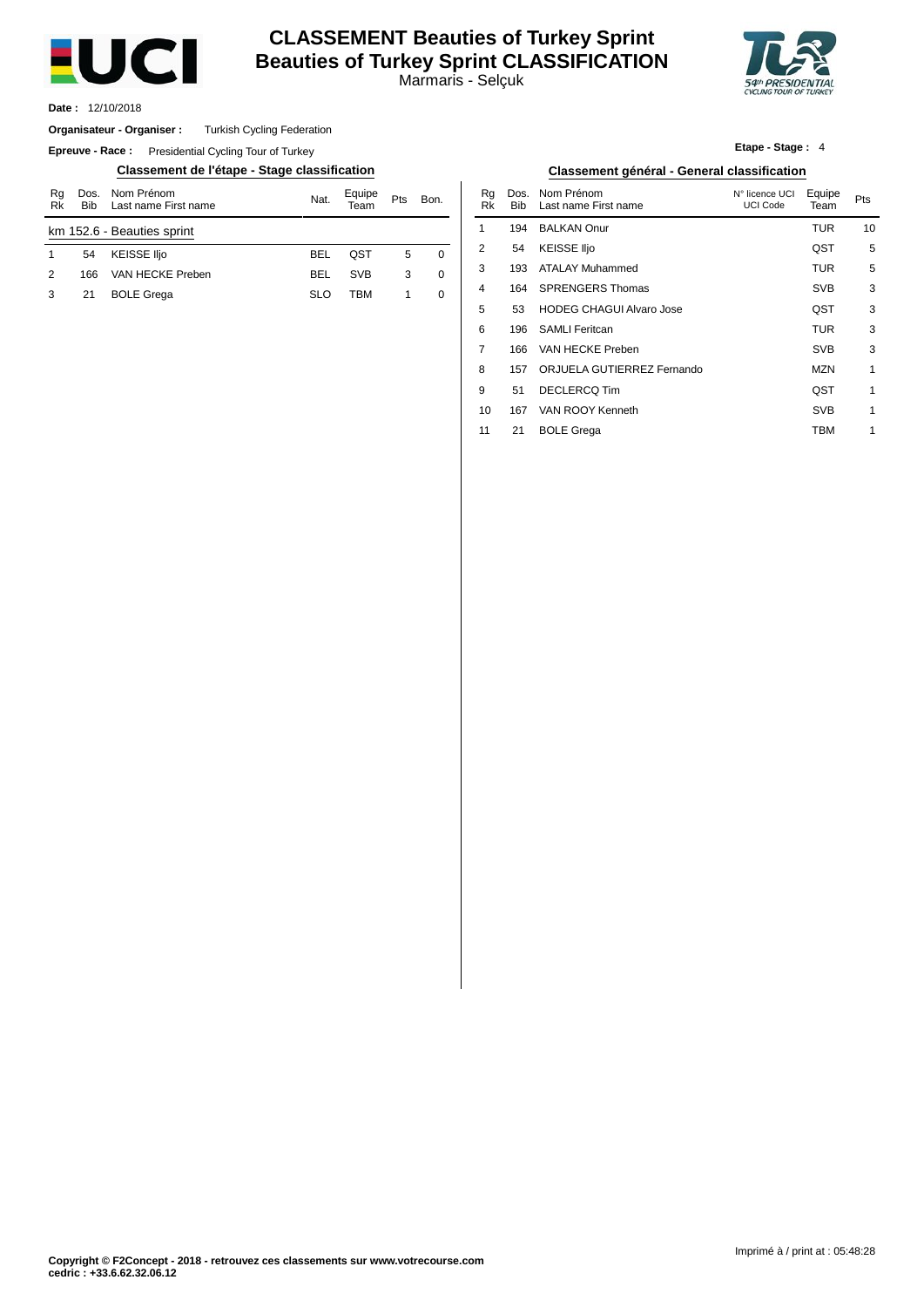# CLASSEMENT Beauties of Turkey Sprint
# Beauties of Turkey Sprint CLASSIFICATION

Marmaris - Selçuk

**Date :** 12/10/2018

**Organisateur - Organiser :** Turkish Cycling Federation

**Epreuve - Race :** Presidential Cycling Tour of Turkey

**Etape - Stage :** 4

## Classement de l'étape - Stage classification

| Rg Rk | Dos. Bib | Nom Prénom Last name First name | Nat. | Equipe Team | Pts | Bon. |
|---|---|---|---|---|---|---|
| km 152.6 - Beauties sprint | | | | | | |
| 1 | 54 | KEISSE Iljo | BEL | QST | 5 | 0 |
| 2 | 166 | VAN HECKE Preben | BEL | SVB | 3 | 0 |
| 3 | 21 | BOLE Grega | SLO | TBM | 1 | 0 |

## Classement général - General classification

| Rg Rk | Dos. Bib | Nom Prénom Last name First name | N° licence UCI UCI Code | Equipe Team | Pts |
|---|---|---|---|---|---|
| 1 | 194 | BALKAN Onur | | TUR | 10 |
| 2 | 54 | KEISSE Iljo | | QST | 5 |
| 3 | 193 | ATALAY Muhammed | | TUR | 5 |
| 4 | 164 | SPRENGERS Thomas | | SVB | 3 |
| 5 | 53 | HODEG CHAGUI Alvaro Jose | | QST | 3 |
| 6 | 196 | SAMLI Feritcan | | TUR | 3 |
| 7 | 166 | VAN HECKE Preben | | SVB | 3 |
| 8 | 157 | ORJUELA GUTIERREZ Fernando | | MZN | 1 |
| 9 | 51 | DECLERCQ Tim | | QST | 1 |
| 10 | 167 | VAN ROOY Kenneth | | SVB | 1 |
| 11 | 21 | BOLE Grega | | TBM | 1 |

Imprimé à / print at : 05:48:28

**Copyright © F2Concept - 2018 - retrouvez ces classements sur www.votrecourse.com**
**cedric : +33.6.62.32.06.12**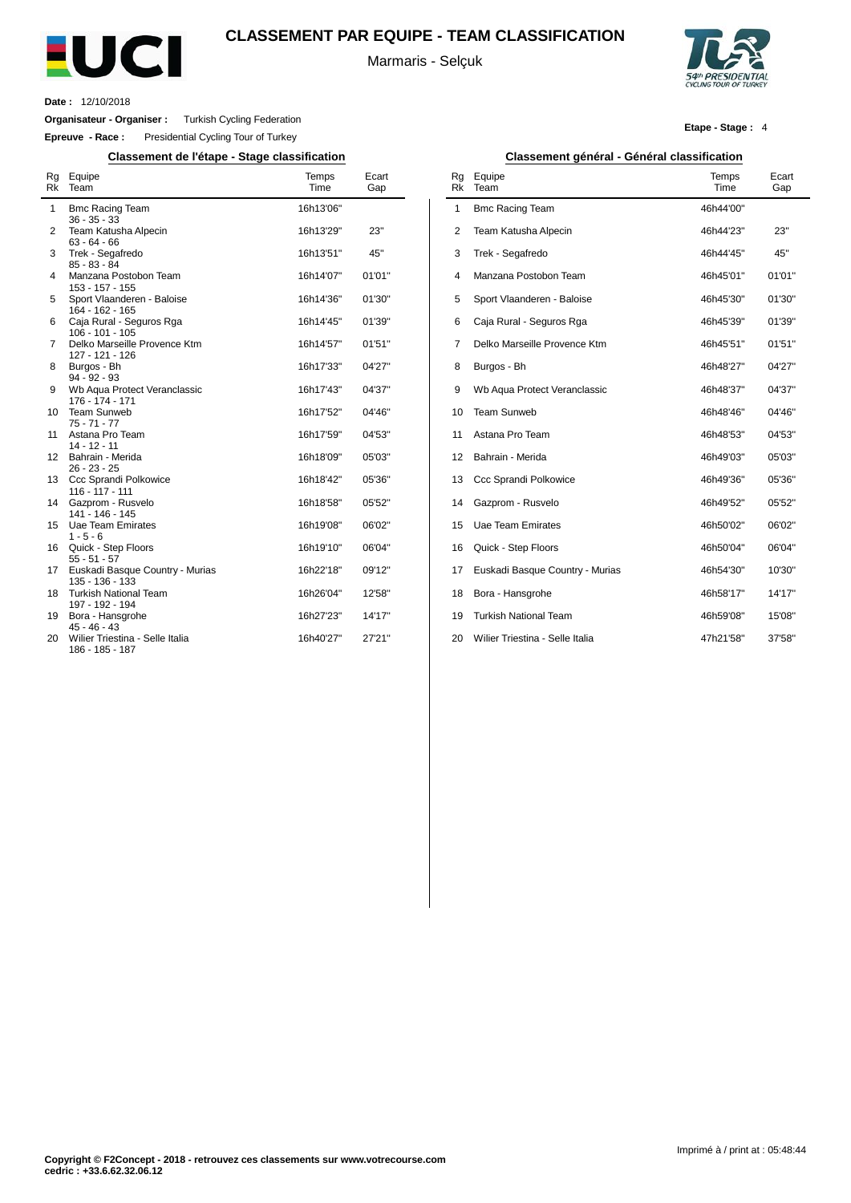# CLASSEMENT PAR EQUIPE - TEAM CLASSIFICATION

Marmaris - Selçuk

**Date :** 12/10/2018

**Organisateur - Organiser :** Turkish Cycling Federation

**Epreuve - Race :** Presidential Cycling Tour of Turkey

**Etape - Stage :** 4

## Classement de l'étape - Stage classification

| Rg Rk | Equipe Team | Temps Time | Ecart Gap |
|---|---|---|---|
| 1 | Bmc Racing Team<br>36 - 35 - 33 | 16h13'06'' | |
| 2 | Team Katusha Alpecin<br>63 - 64 - 66 | 16h13'29'' | 23'' |
| 3 | Trek - Segafredo<br>85 - 83 - 84 | 16h13'51'' | 45'' |
| 4 | Manzana Postobon Team<br>153 - 157 - 155 | 16h14'07'' | 01'01'' |
| 5 | Sport Vlaanderen - Baloise<br>164 - 162 - 165 | 16h14'36'' | 01'30'' |
| 6 | Caja Rural - Seguros Rga<br>106 - 101 - 105 | 16h14'45'' | 01'39'' |
| 7 | Delko Marseille Provence Ktm<br>127 - 121 - 126 | 16h14'57'' | 01'51'' |
| 8 | Burgos - Bh<br>94 - 92 - 93 | 16h17'33'' | 04'27'' |
| 9 | Wb Aqua Protect Veranclassic<br>176 - 174 - 171 | 16h17'43'' | 04'37'' |
| 10 | Team Sunweb<br>75 - 71 - 77 | 16h17'52'' | 04'46'' |
| 11 | Astana Pro Team<br>14 - 12 - 11 | 16h17'59'' | 04'53'' |
| 12 | Bahrain - Merida<br>26 - 23 - 25 | 16h18'09'' | 05'03'' |
| 13 | Ccc Sprandi Polkowice<br>116 - 117 - 111 | 16h18'42'' | 05'36'' |
| 14 | Gazprom - Rusvelo<br>141 - 146 - 145 | 16h18'58'' | 05'52'' |
| 15 | Uae Team Emirates<br>1 - 5 - 6 | 16h19'08'' | 06'02'' |
| 16 | Quick - Step Floors<br>55 - 51 - 57 | 16h19'10'' | 06'04'' |
| 17 | Euskadi Basque Country - Murias<br>135 - 136 - 133 | 16h22'18'' | 09'12'' |
| 18 | Turkish National Team<br>197 - 192 - 194 | 16h26'04'' | 12'58'' |
| 19 | Bora - Hansgrohe<br>45 - 46 - 43 | 16h27'23'' | 14'17'' |
| 20 | Wilier Triestina - Selle Italia<br>186 - 185 - 187 | 16h40'27'' | 27'21'' |

## Classement général - Général classification

| Rg Rk | Equipe Team | Temps Time | Ecart Gap |
|---|---|---|---|
| 1 | Bmc Racing Team | 46h44'00'' | |
| 2 | Team Katusha Alpecin | 46h44'23'' | 23'' |
| 3 | Trek - Segafredo | 46h44'45'' | 45'' |
| 4 | Manzana Postobon Team | 46h45'01'' | 01'01'' |
| 5 | Sport Vlaanderen - Baloise | 46h45'30'' | 01'30'' |
| 6 | Caja Rural - Seguros Rga | 46h45'39'' | 01'39'' |
| 7 | Delko Marseille Provence Ktm | 46h45'51'' | 01'51'' |
| 8 | Burgos - Bh | 46h48'27'' | 04'27'' |
| 9 | Wb Aqua Protect Veranclassic | 46h48'37'' | 04'37'' |
| 10 | Team Sunweb | 46h48'46'' | 04'46'' |
| 11 | Astana Pro Team | 46h48'53'' | 04'53'' |
| 12 | Bahrain - Merida | 46h49'03'' | 05'03'' |
| 13 | Ccc Sprandi Polkowice | 46h49'36'' | 05'36'' |
| 14 | Gazprom - Rusvelo | 46h49'52'' | 05'52'' |
| 15 | Uae Team Emirates | 46h50'02'' | 06'02'' |
| 16 | Quick - Step Floors | 46h50'04'' | 06'04'' |
| 17 | Euskadi Basque Country - Murias | 46h54'30'' | 10'30'' |
| 18 | Bora - Hansgrohe | 46h58'17'' | 14'17'' |
| 19 | Turkish National Team | 46h59'08'' | 15'08'' |
| 20 | Wilier Triestina - Selle Italia | 47h21'58'' | 37'58'' |

Imprimé à / print at : 05:48:44

**Copyright © F2Concept - 2018 - retrouvez ces classements sur www.votrecourse.com**
**cedric : +33.6.62.32.06.12**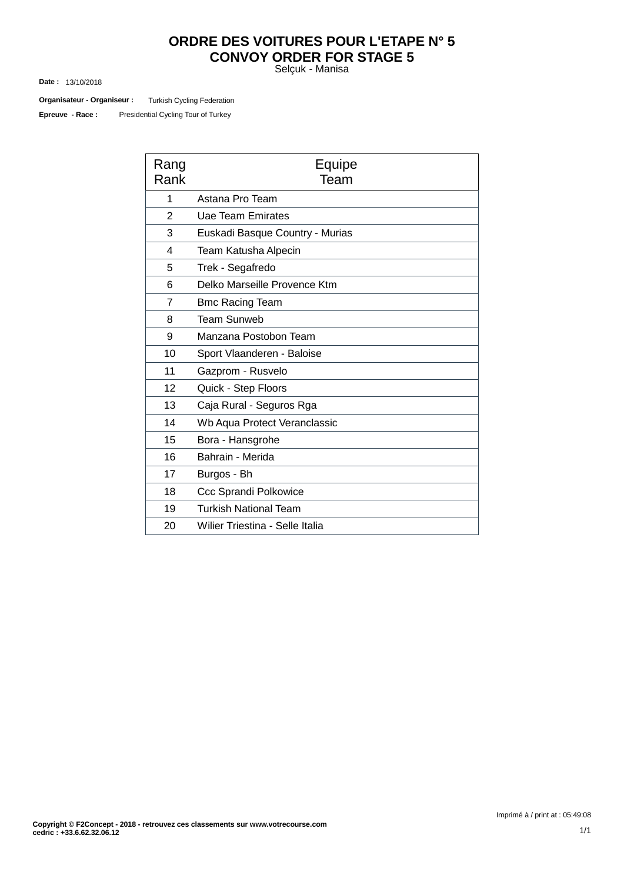# ORDRE DES VOITURES POUR L'ETAPE N° 5
# CONVOY ORDER FOR STAGE 5

Selçuk - Manisa

**Date :** 13/10/2018

**Organisateur - Organiseur :** Turkish Cycling Federation

**Epreuve - Race :** Presidential Cycling Tour of Turkey

| Rang<br>Rank | Equipe<br>Team |
|---|---|
| 1 | Astana Pro Team |
| 2 | Uae Team Emirates |
| 3 | Euskadi Basque Country - Murias |
| 4 | Team Katusha Alpecin |
| 5 | Trek - Segafredo |
| 6 | Delko Marseille Provence Ktm |
| 7 | Bmc Racing Team |
| 8 | Team Sunweb |
| 9 | Manzana Postobon Team |
| 10 | Sport Vlaanderen - Baloise |
| 11 | Gazprom - Rusvelo |
| 12 | Quick - Step Floors |
| 13 | Caja Rural - Seguros Rga |
| 14 | Wb Aqua Protect Veranclassic |
| 15 | Bora - Hansgrohe |
| 16 | Bahrain - Merida |
| 17 | Burgos - Bh |
| 18 | Ccc Sprandi Polkowice |
| 19 | Turkish National Team |
| 20 | Wilier Triestina - Selle Italia |

Imprimé à / print at : 05:49:08

**Copyright © F2Concept - 2018 - retrouvez ces classements sur www.votrecourse.com**
**cedric : +33.6.62.32.06.12**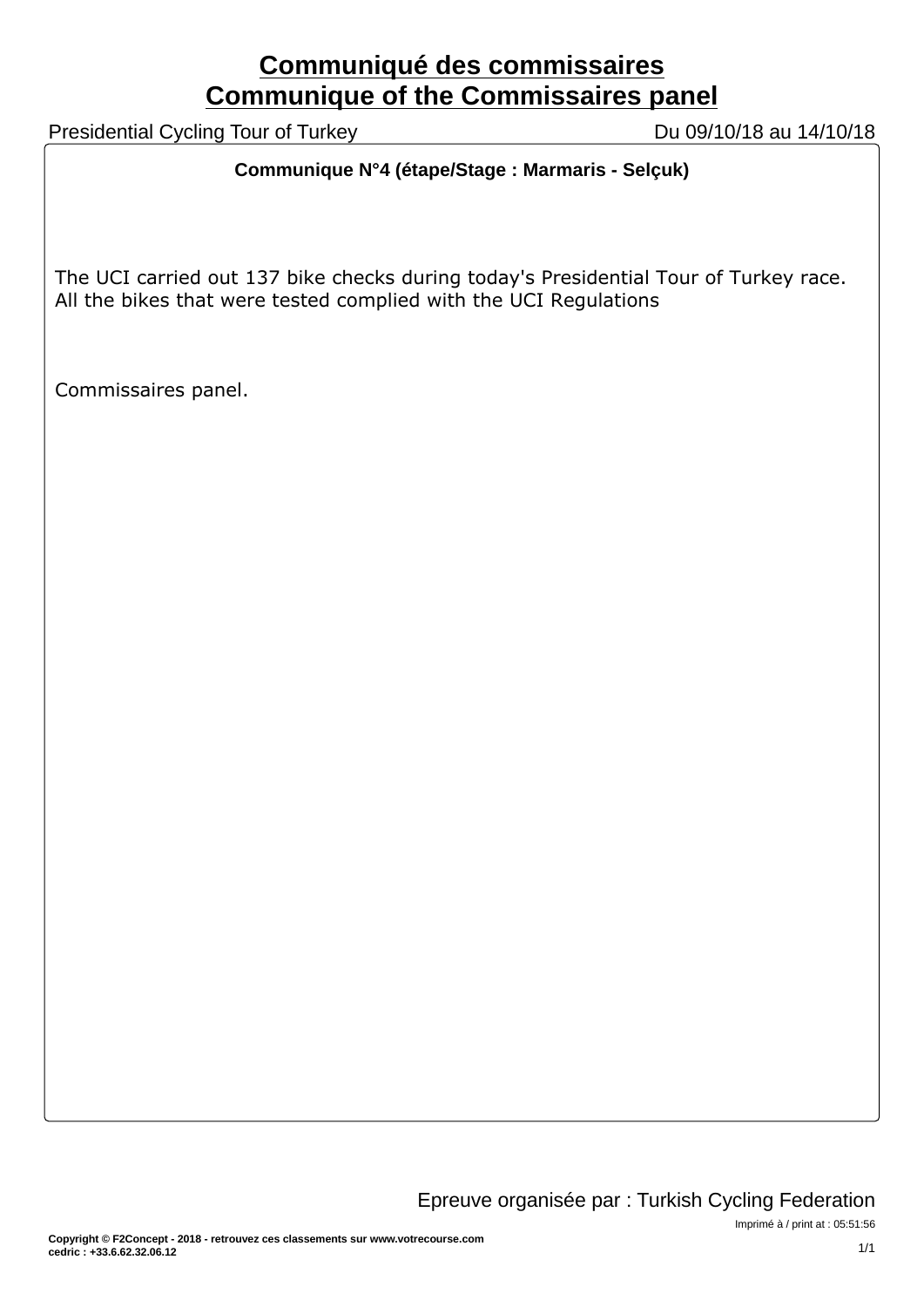# Communiqué des commissaires
# Communique of the Commissaires panel

Presidential Cycling Tour of Turkey — Du 09/10/18 au 14/10/18

**Communique N°4 (étape/Stage : Marmaris - Selçuk)**

The UCI carried out 137 bike checks during today's Presidential Tour of Turkey race. All the bikes that were tested complied with the UCI Regulations

Commissaires panel.

Epreuve organisée par : Turkish Cycling Federation

Imprimé à / print at : 05:51:56

**Copyright © F2Concept - 2018 - retrouvez ces classements sur www.votrecourse.com**
**cedric : +33.6.62.32.06.12**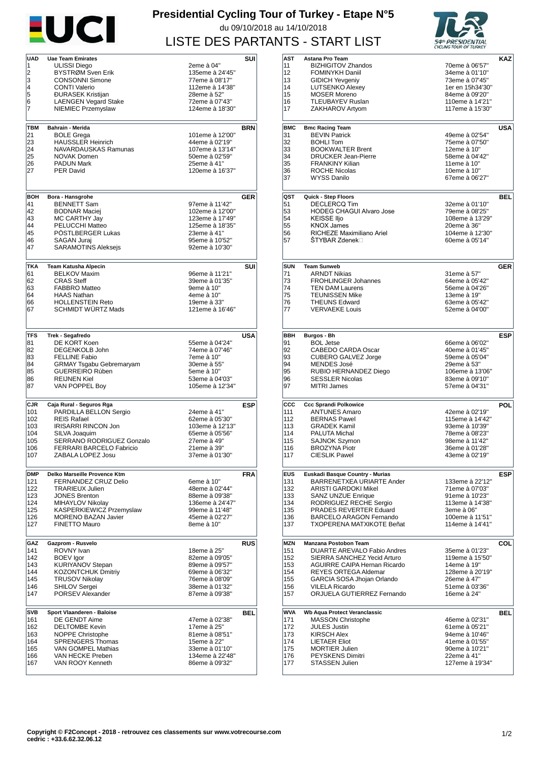# Presidential Cycling Tour of Turkey - Etape N°5

du 09/10/2018 au 14/10/2018

## LISTE DES PARTANTS - START LIST

| UAD | Uae Team Emirates | | SUI |
|---|---|---|---|
| 1 | ULISSI Diego | 2eme à 04" | |
| 2 | BYSTRØM Sven Erik | 135eme à 24'45" | |
| 3 | CONSONNI Simone | 77eme à 08'17" | |
| 4 | CONTI Valerio | 112eme à 14'38" | |
| 5 | ĐURASEK Kristijan | 28eme à 52" | |
| 6 | LAENGEN Vegard Stake | 72eme à 07'43" | |
| 7 | NIEMIEC Przemyslaw | 124eme à 18'30" | |

| AST | Astana Pro Team | | KAZ |
|---|---|---|---|
| 11 | BIZHIGITOV Zhandos | 70eme à 06'57" | |
| 12 | FOMINYKH Daniil | 34eme à 01'10" | |
| 13 | GIDICH Yevgeniy | 73eme à 07'45" | |
| 14 | LUTSENKO Alexey | 1er en 15h34'30" | |
| 15 | MOSER Moreno | 84eme à 09'20" | |
| 16 | TLEUBAYEV Ruslan | 110eme à 14'21" | |
| 17 | ZAKHAROV Artyom | 117eme à 15'30" | |

| TBM | Bahrain - Merida | | BRN |
|---|---|---|---|
| 21 | BOLE Grega | 101eme à 12'00" | |
| 23 | HAUSSLER Heinrich | 44eme à 02'19" | |
| 24 | NAVARDAUSKAS Ramunas | 107eme à 13'14" | |
| 25 | NOVAK Domen | 50eme à 02'59" | |
| 26 | PADUN Mark | 25eme à 41" | |
| 27 | PER David | 120eme à 16'37" | |

| BMC | Bmc Racing Team | | USA |
|---|---|---|---|
| 31 | BEVIN Patrick | 49eme à 02'54" | |
| 32 | BOHLI Tom | 75eme à 07'50" | |
| 33 | BOOKWALTER Brent | 12eme à 10" | |
| 34 | DRUCKER Jean-Pierre | 58eme à 04'42" | |
| 35 | FRANKINY Kilian | 11eme à 10" | |
| 36 | ROCHE Nicolas | 10eme à 10" | |
| 37 | WYSS Danilo | 67eme à 06'27" | |

| BOH | Bora - Hansgrohe | | GER |
|---|---|---|---|
| 41 | BENNETT Sam | 97eme à 11'42" | |
| 42 | BODNAR Maciej | 102eme à 12'00" | |
| 43 | MC CARTHY Jay | 123eme à 17'49" | |
| 44 | PELUCCHI Matteo | 125eme à 18'35" | |
| 45 | PÖSTLBERGER Lukas | 23eme à 41" | |
| 46 | SAGAN Juraj | 95eme à 10'52" | |
| 47 | SARAMOTINS Aleksejs | 92eme à 10'30" | |

| QST | Quick - Step Floors | | BEL |
|---|---|---|---|
| 51 | DECLERCQ Tim | 32eme à 01'10" | |
| 53 | HODEG CHAGUI Alvaro Jose | 79eme à 08'25" | |
| 54 | KEISSE Iljo | 108eme à 13'29" | |
| 55 | KNOX James | 20eme à 36" | |
| 56 | RICHEZE Maximiliano Ariel | 104eme à 12'30" | |
| 57 | ŠTYBAR Zdenek | 60eme à 05'14" | |

| TKA | Team Katusha Alpecin | | SUI |
|---|---|---|---|
| 61 | BELKOV Maxim | 96eme à 11'21" | |
| 62 | CRAS Steff | 39eme à 01'35" | |
| 63 | FABBRO Matteo | 9eme à 10" | |
| 64 | HAAS Nathan | 4eme à 10" | |
| 66 | HOLLENSTEIN Reto | 19eme à 33" | |
| 67 | SCHMIDT WÜRTZ Mads | 121eme à 16'46" | |

| SUN | Team Sunweb | | GER |
|---|---|---|---|
| 71 | ARNDT Nikias | 31eme à 57" | |
| 73 | FROHLINGER Johannes | 64eme à 05'42" | |
| 74 | TEN DAM Laurens | 56eme à 04'26" | |
| 75 | TEUNISSEN Mike | 13eme à 19" | |
| 76 | THEUNS Edward | 63eme à 05'42" | |
| 77 | VERVAEKE Louis | 52eme à 04'00" | |

| TFS | Trek - Segafredo | | USA |
|---|---|---|---|
| 81 | DE KORT Koen | 55eme à 04'24" | |
| 82 | DEGENKOLB John | 74eme à 07'46" | |
| 83 | FELLINE Fabio | 7eme à 10" | |
| 84 | GRMAY Tsgabu Gebremaryam | 30eme à 55" | |
| 85 | GUERREIRO Rúben | 5eme à 10" | |
| 86 | REIJNEN Kiel | 53eme à 04'03" | |
| 87 | VAN POPPEL Boy | 105eme à 12'34" | |

| BBH | Burgos - Bh | | ESP |
|---|---|---|---|
| 91 | BOL Jetse | 66eme à 06'02" | |
| 92 | CABEDO CARDA Oscar | 40eme à 01'45" | |
| 93 | CUBERO GALVEZ Jorge | 59eme à 05'04" | |
| 94 | MENDES José | 29eme à 53" | |
| 95 | RUBIO HERNANDEZ Diego | 106eme à 13'06" | |
| 96 | SESSLER Nicolas | 83eme à 09'10" | |
| 97 | MITRI James | 57eme à 04'31" | |

| CJR | Caja Rural - Seguros Rga | | ESP |
|---|---|---|---|
| 101 | PARDILLA BELLON Sergio | 24eme à 41" | |
| 102 | REIS Rafael | 62eme à 05'30" | |
| 103 | IRISARRI RINCON Jon | 103eme à 12'13" | |
| 104 | SILVA Joaquim | 65eme à 05'56" | |
| 105 | SERRANO RODRIGUEZ Gonzalo | 27eme à 49" | |
| 106 | FERRARI BARCELO Fabricio | 21eme à 39" | |
| 107 | ZABALA LOPEZ Josu | 37eme à 01'30" | |

| CCC | Ccc Sprandi Polkowice | | POL |
|---|---|---|---|
| 111 | ANTUNES Amaro | 42eme à 02'19" | |
| 112 | BERNAS Pawel | 115eme à 14'42" | |
| 113 | GRADEK Kamil | 93eme à 10'39" | |
| 114 | PALUTA Michal | 78eme à 08'23" | |
| 115 | SAJNOK Szymon | 98eme à 11'42" | |
| 116 | BROZYNA Piotr | 36eme à 01'28" | |
| 117 | CIESLIK Pawel | 43eme à 02'19" | |

| DMP | Delko Marseille Provence Ktm | | FRA |
|---|---|---|---|
| 121 | FERNANDEZ CRUZ Delio | 6eme à 10" | |
| 122 | TRARIEUX Julien | 48eme à 02'44" | |
| 123 | JONES Brenton | 88eme à 09'38" | |
| 124 | MIHAYLOV Nikolay | 136eme à 24'47" | |
| 125 | KASPERKIEWICZ Przemyslaw | 99eme à 11'48" | |
| 126 | MORENO BAZAN Javier | 45eme à 02'27" | |
| 127 | FINETTO Mauro | 8eme à 10" | |

| EUS | Euskadi Basque Country - Murias | | ESP |
|---|---|---|---|
| 131 | BARRENETXEA URIARTE Ander | 133eme à 22'12" | |
| 132 | ARISTI GARDOKI Mikel | 71eme à 07'03" | |
| 133 | SANZ UNZUE Enrique | 91eme à 10'23" | |
| 134 | RODRIGUEZ RECHE Sergio | 113eme à 14'38" | |
| 135 | PRADES REVERTER Eduard | 3eme à 06" | |
| 136 | BARCELO ARAGON Fernando | 100eme à 11'51" | |
| 137 | TXOPERENA MATXIKOTE Beñat | 114eme à 14'41" | |

| GAZ | Gazprom - Rusvelo | | RUS |
|---|---|---|---|
| 141 | ROVNY Ivan | 18eme à 25" | |
| 142 | BOEV Igor | 82eme à 09'05" | |
| 143 | KURIYANOV Stepan | 89eme à 09'57" | |
| 144 | KOZONTCHUK Dmitriy | 69eme à 06'32" | |
| 145 | TRUSOV Nikolay | 76eme à 08'09" | |
| 146 | SHILOV Sergei | 38eme à 01'32" | |
| 147 | PORSEV Alexander | 87eme à 09'38" | |

| MZN | Manzana Postobon Team | | COL |
|---|---|---|---|
| 151 | DUARTE AREVALO Fabio Andres | 35eme à 01'23" | |
| 152 | SIERRA SANCHEZ Yecid Arturo | 119eme à 15'50" | |
| 153 | AGUIRRE CAIPA Hernan Ricardo | 14eme à 19" | |
| 154 | REYES ORTEGA Aldemar | 128eme à 20'19" | |
| 155 | GARCIA SOSA Jhojan Orlando | 26eme à 47" | |
| 156 | VILELA Ricardo | 51eme à 03'36" | |
| 157 | ORJUELA GUTIERREZ Fernando | 16eme à 24" | |

| SVB | Sport Vlaanderen - Baloise | | BEL |
|---|---|---|---|
| 161 | DE GENDT Aime | 47eme à 02'38" | |
| 162 | DELTOMBE Kevin | 17eme à 25" | |
| 163 | NOPPE Christophe | 81eme à 08'51" | |
| 164 | SPRENGERS Thomas | 15eme à 22" | |
| 165 | VAN GOMPEL Mathias | 33eme à 01'10" | |
| 166 | VAN HECKE Preben | 134eme à 22'48" | |
| 167 | VAN ROOY Kenneth | 86eme à 09'32" | |

| WVA | Wb Aqua Protect Veranclassic | | BEL |
|---|---|---|---|
| 171 | MASSON Christophe | 46eme à 02'31" | |
| 172 | JULES Justin | 61eme à 05'21" | |
| 173 | KIRSCH Alex | 94eme à 10'46" | |
| 174 | LIETAER Eliot | 41eme à 01'55" | |
| 175 | MORTIER Julien | 90eme à 10'21" | |
| 176 | PEYSKENS Dimitri | 22eme à 41" | |
| 177 | STASSEN Julien | 127eme à 19'34" | |

**Copyright © F2Concept - 2018 - retrouvez ces classements sur www.votrecourse.com**
**cedric : +33.6.62.32.06.12**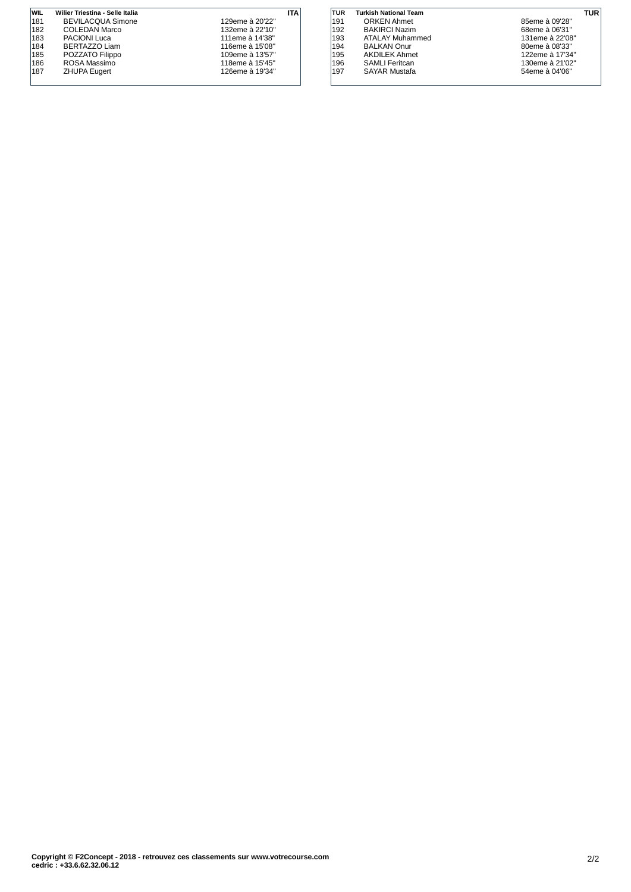| WIL | Wilier Triestina - Selle Italia | | ITA |
| --- | --- | --- | --- |
| 181 | BEVILACQUA Simone | 129eme à 20'22'' | |
| 182 | COLEDAN Marco | 132eme à 22'10'' | |
| 183 | PACIONI Luca | 111eme à 14'38'' | |
| 184 | BERTAZZO Liam | 116eme à 15'08'' | |
| 185 | POZZATO Filippo | 109eme à 13'57'' | |
| 186 | ROSA Massimo | 118eme à 15'45'' | |
| 187 | ZHUPA Eugert | 126eme à 19'34'' | |

| TUR | Turkish National Team | | TUR |
| --- | --- | --- | --- |
| 191 | ORKEN Ahmet | 85eme à 09'28'' | |
| 192 | BAKIRCI Nazim | 68eme à 06'31'' | |
| 193 | ATALAY Muhammed | 131eme à 22'08'' | |
| 194 | BALKAN Onur | 80eme à 08'33'' | |
| 195 | AKDILEK Ahmet | 122eme à 17'34'' | |
| 196 | SAMLI Feritcan | 130eme à 21'02'' | |
| 197 | SAYAR Mustafa | 54eme à 04'06'' | |

**Copyright © F2Concept - 2018 - retrouvez ces classements sur www.votrecourse.com**
**cedric : +33.6.62.32.06.12**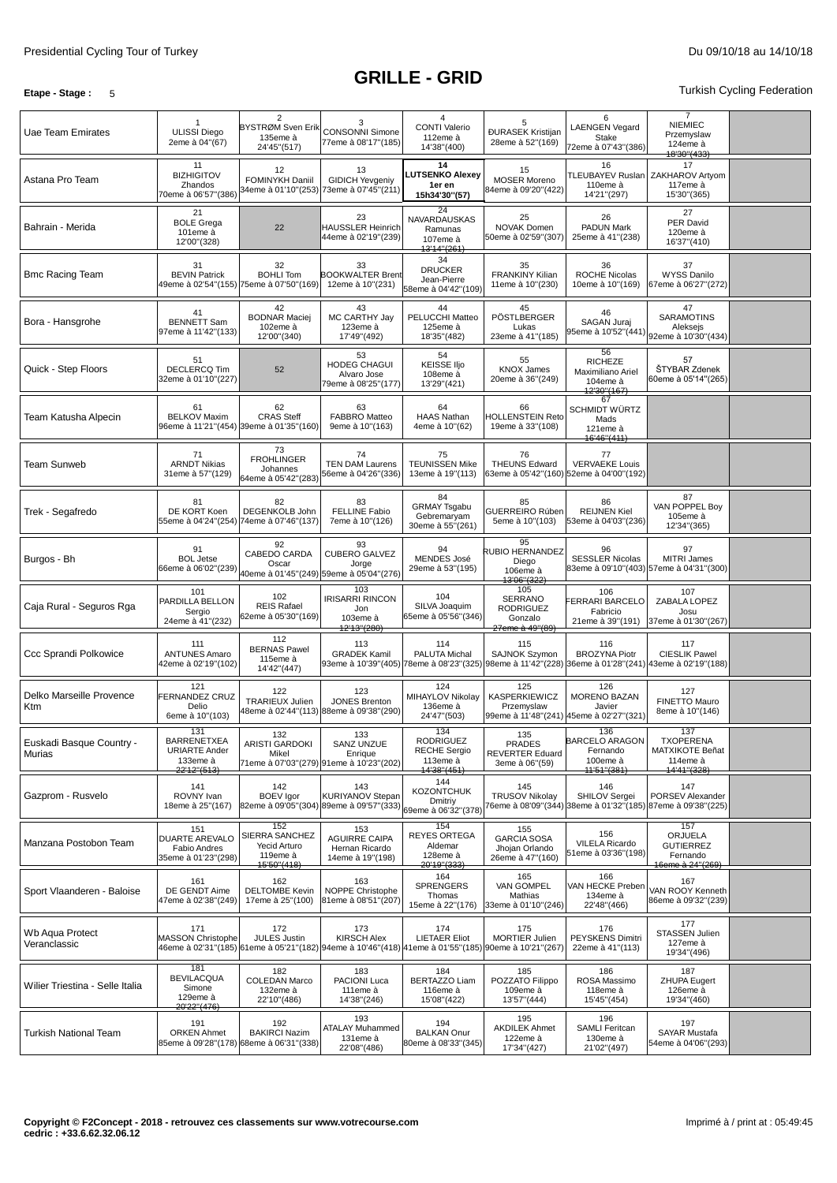Presidential Cycling Tour of Turkey — Du 09/10/18 au 14/10/18

# GRILLE - GRID

**Etape - Stage :** 5

Turkish Cycling Federation

| Team | | | | | | | | |
|---|---|---|---|---|---|---|---|---|
| Uae Team Emirates | 1 ULISSI Diego 2eme à 04"(67) | 2 BYSTRØM Sven Erik 135eme à 24'45"(517) | 3 CONSONNI Simone 77eme à 08'17"(185) | 4 CONTI Valerio 112eme à 14'38"(400) | 5 ĐURASEK Kristijan 28eme à 52"(169) | 6 LAENGEN Vegard Stake 72eme à 07'43"(386) | 7 NIEMIEC Przemyslaw 124eme à 18'30"(433) | |
| Astana Pro Team | 11 BIZHIGITOV Zhandos 70eme à 06'57"(386) | 12 FOMINYKH Daniil 34eme à 01'10"(253) | 13 GIDICH Yevgeniy 73eme à 07'45"(211) | **14 LUTSENKO Alexey 1er en 15h34'30"(57)** | 15 MOSER Moreno 84eme à 09'20"(422) | 16 TLEUBAYEV Ruslan 110eme à 14'21"(297) | 17 ZAKHAROV Artyom 117eme à 15'30"(365) | |
| Bahrain - Merida | 21 BOLE Grega 101eme à 12'00"(328) | 22 | 23 HAUSSLER Heinrich 44eme à 02'19"(239) | 24 NAVARDAUSKAS Ramunas 107eme à 13'14"(261) | 25 NOVAK Domen 50eme à 02'59"(307) | 26 PADUN Mark 25eme à 41"(238) | 27 PER David 120eme à 16'37"(410) | |
| Bmc Racing Team | 31 BEVIN Patrick 49eme à 02'54"(155) | 32 BOHLI Tom 75eme à 07'50"(169) | 33 BOOKWALTER Brent 12eme à 10"(231) | 34 DRUCKER Jean-Pierre 58eme à 04'42"(109) | 35 FRANKINY Kilian 11eme à 10"(230) | 36 ROCHE Nicolas 10eme à 10"(169) | 37 WYSS Danilo 67eme à 06'27"(272) | |
| Bora - Hansgrohe | 41 BENNETT Sam 97eme à 11'42"(133) | 42 BODNAR Maciej 102eme à 12'00"(340) | 43 MC CARTHY Jay 123eme à 17'49"(492) | 44 PELUCCHI Matteo 125eme à 18'35"(482) | 45 PÖSTLBERGER Lukas 23eme à 41"(185) | 46 SAGAN Juraj 95eme à 10'52"(441) | 47 SARAMOTINS Aleksejs 92eme à 10'30"(434) | |
| Quick - Step Floors | 51 DECLERCQ Tim 32eme à 01'10"(227) | 52 | 53 HODEG CHAGUI Alvaro Jose 79eme à 08'25"(177) | 54 KEISSE Iljo 108eme à 13'29"(421) | 55 KNOX James 20eme à 36"(249) | 56 RICHEZE Maximiliano Ariel 104eme à 12'30"(167) | 57 ŠTYBAR Zdenek 60eme à 05'14"(265) | |
| Team Katusha Alpecin | 61 BELKOV Maxim 96eme à 11'21"(454) | 62 CRAS Steff 39eme à 01'35"(160) | 63 FABBRO Matteo 9eme à 10"(163) | 64 HAAS Nathan 4eme à 10"(62) | 66 HOLLENSTEIN Reto 19eme à 33"(108) | 67 SCHMIDT WÜRTZ Mads 121eme à 16'46"(411) | | |
| Team Sunweb | 71 ARNDT Nikias 31eme à 57"(129) | 73 FROHLINGER Johannes 64eme à 05'42"(283) | 74 TEN DAM Laurens 56eme à 04'26"(336) | 75 TEUNISSEN Mike 13eme à 19"(113) | 76 THEUNS Edward 63eme à 05'42"(160) | 77 VERVAEKE Louis 52eme à 04'00"(192) | | |
| Trek - Segafredo | 81 DE KORT Koen 55eme à 04'24"(254) | 82 DEGENKOLB John 74eme à 07'46"(137) | 83 FELLINE Fabio 7eme à 10"(126) | 84 GRMAY Tsgabu Gebremaryam 30eme à 55"(261) | 85 GUERREIRO Rúben 5eme à 10"(103) | 86 REIJNEN Kiel 53eme à 04'03"(236) | 87 VAN POPPEL Boy 105eme à 12'34"(365) | |
| Burgos - Bh | 91 BOL Jetse 66eme à 06'02"(239) | 92 CABEDO CARDA Oscar 40eme à 01'45"(249) | 93 CUBERO GALVEZ Jorge 59eme à 05'04"(276) | 94 MENDES José 29eme à 53"(195) | 95 RUBIO HERNANDEZ Diego 106eme à 13'06"(322) | 96 SESSLER Nicolas 83eme à 09'10"(403) | 97 MITRI James 57eme à 04'31"(300) | |
| Caja Rural - Seguros Rga | 101 PARDILLA BELLON Sergio 24eme à 41"(232) | 102 REIS Rafael 62eme à 05'30"(169) | 103 IRISARRI RINCON Jon 103eme à 12'13"(280) | 104 SILVA Joaquim 65eme à 05'56"(346) | 105 SERRANO RODRIGUEZ Gonzalo 27eme à 49"(89) | 106 FERRARI BARCELO Fabricio 21eme à 39"(191) | 107 ZABALA LOPEZ Josu 37eme à 01'30"(267) | |
| Ccc Sprandi Polkowice | 111 ANTUNES Amaro 42eme à 02'19"(102) | 112 BERNAS Pawel 115eme à 14'42"(447) | 113 GRADEK Kamil 93eme à 10'39"(405) | 114 PALUTA Michal 78eme à 08'23"(325) | 115 SAJNOK Szymon 98eme à 11'42"(228) | 116 BROZYNA Piotr 36eme à 01'28"(241) | 117 CIESLIK Pawel 43eme à 02'19"(188) | |
| Delko Marseille Provence Ktm | 121 FERNANDEZ CRUZ Delio 6eme à 10"(103) | 122 TRARIEUX Julien 48eme à 02'44"(113) | 123 JONES Brenton 88eme à 09'38"(290) | 124 MIHAYLOV Nikolay 136eme à 24'47"(503) | 125 KASPERKIEWICZ Przemyslaw 99eme à 11'48"(241) | 126 MORENO BAZAN Javier 45eme à 02'27"(321) | 127 FINETTO Mauro 8eme à 10"(146) | |
| Euskadi Basque Country - Murias | 131 BARRENETXEA URIARTE Ander 133eme à 22'12"(513) | 132 ARISTI GARDOKI Mikel 71eme à 07'03"(279) | 133 SANZ UNZUE Enrique 91eme à 10'23"(202) | 134 RODRIGUEZ RECHE Sergio 113eme à 14'38"(451) | 135 PRADES REVERTER Eduard 3eme à 06"(59) | 136 BARCELO ARAGON Fernando 100eme à 11'51"(381) | 137 TXOPERENA MATXIKOTE Beñat 114eme à 14'41"(328) | |
| Gazprom - Rusvelo | 141 ROVNY Ivan 18eme à 25"(167) | 142 BOEV Igor 82eme à 09'05"(304) | 143 KURIYANOV Stepan 89eme à 09'57"(333) | 144 KOZONTCHUK Dmitriy 69eme à 06'32"(378) | 145 TRUSOV Nikolay 76eme à 08'09"(344) | 146 SHILOV Sergei 38eme à 01'32"(185) | 147 PORSEV Alexander 87eme à 09'38"(225) | |
| Manzana Postobon Team | 151 DUARTE AREVALO Fabio Andres 35eme à 01'23"(298) | 152 SIERRA SANCHEZ Yecid Arturo 119eme à 15'50"(418) | 153 AGUIRRE CAIPA Hernan Ricardo 14eme à 19"(198) | 154 REYES ORTEGA Aldemar 128eme à 20'19"(333) | 155 GARCIA SOSA Jhojan Orlando 26eme à 47"(160) | 156 VILELA Ricardo 51eme à 03'36"(198) | 157 ORJUELA GUTIERREZ Fernando 16eme à 24"(269) | |
| Sport Vlaanderen - Baloise | 161 DE GENDT Aime 47eme à 02'38"(249) | 162 DELTOMBE Kevin 17eme à 25"(100) | 163 NOPPE Christophe 81eme à 08'51"(207) | 164 SPRENGERS Thomas 15eme à 22"(176) | 165 VAN GOMPEL Mathias 33eme à 01'10"(246) | 166 VAN HECKE Preben 134eme à 22'48"(466) | 167 VAN ROOY Kenneth 86eme à 09'32"(239) | |
| Wb Aqua Protect Veranclassic | 171 MASSON Christophe 46eme à 02'31"(185) | 172 JULES Justin 61eme à 05'21"(182) | 173 KIRSCH Alex 94eme à 10'46"(418) | 174 LIETAER Eliot 41eme à 01'55"(185) | 175 MORTIER Julien 90eme à 10'21"(267) | 176 PEYSKENS Dimitri 22eme à 41"(113) | 177 STASSEN Julien 127eme à 19'34"(496) | |
| Wilier Triestina - Selle Italia | 181 BEVILACQUA Simone 129eme à 20'22"(476) | 182 COLEDAN Marco 132eme à 22'10"(486) | 183 PACIONI Luca 111eme à 14'38"(246) | 184 BERTAZZO Liam 116eme à 15'08"(422) | 185 POZZATO Filippo 109eme à 13'57"(444) | 186 ROSA Massimo 118eme à 15'45"(454) | 187 ZHUPA Eugert 126eme à 19'34"(460) | |
| Turkish National Team | 191 ORKEN Ahmet 85eme à 09'28"(178) | 192 BAKIRCI Nazim 68eme à 06'31"(338) | 193 ATALAY Muhammed 131eme à 22'08"(486) | 194 BALKAN Onur 80eme à 08'33"(345) | 195 AKDILEK Ahmet 122eme à 17'34"(427) | 196 SAMLI Feritcan 130eme à 21'02"(497) | 197 SAYAR Mustafa 54eme à 04'06"(293) | |

**Copyright © F2Concept - 2018 - retrouvez ces classements sur www.votrecourse.com**
**cedric : +33.6.62.32.06.12**

Imprimé à / print at : 05:49:45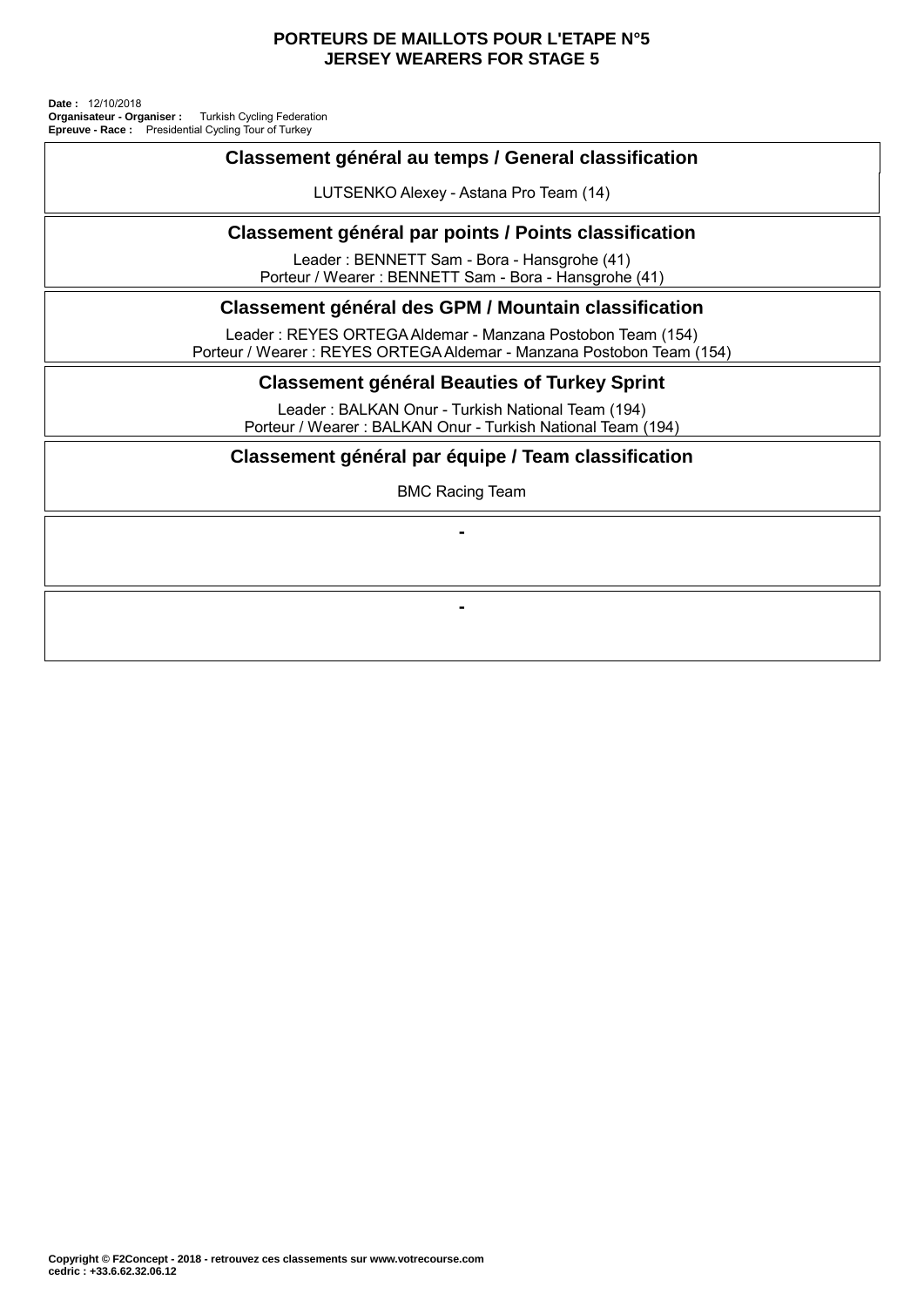# PORTEURS DE MAILLOTS POUR L'ETAPE N°5
# JERSEY WEARERS FOR STAGE 5

**Date :** 12/10/2018
**Organisateur - Organiser :** Turkish Cycling Federation
**Epreuve - Race :** Presidential Cycling Tour of Turkey

## Classement général au temps / General classification

LUTSENKO Alexey - Astana Pro Team (14)

## Classement général par points / Points classification

Leader : BENNETT Sam - Bora - Hansgrohe (41)
Porteur / Wearer : BENNETT Sam - Bora - Hansgrohe (41)

## Classement général des GPM / Mountain classification

Leader : REYES ORTEGA Aldemar - Manzana Postobon Team (154)
Porteur / Wearer : REYES ORTEGA Aldemar - Manzana Postobon Team (154)

## Classement général Beauties of Turkey Sprint

Leader : BALKAN Onur - Turkish National Team (194)
Porteur / Wearer : BALKAN Onur - Turkish National Team (194)

## Classement général par équipe / Team classification

BMC Racing Team

## -

## -

**Copyright © F2Concept - 2018 - retrouvez ces classements sur www.votrecourse.com**
**cedric : +33.6.62.32.06.12**